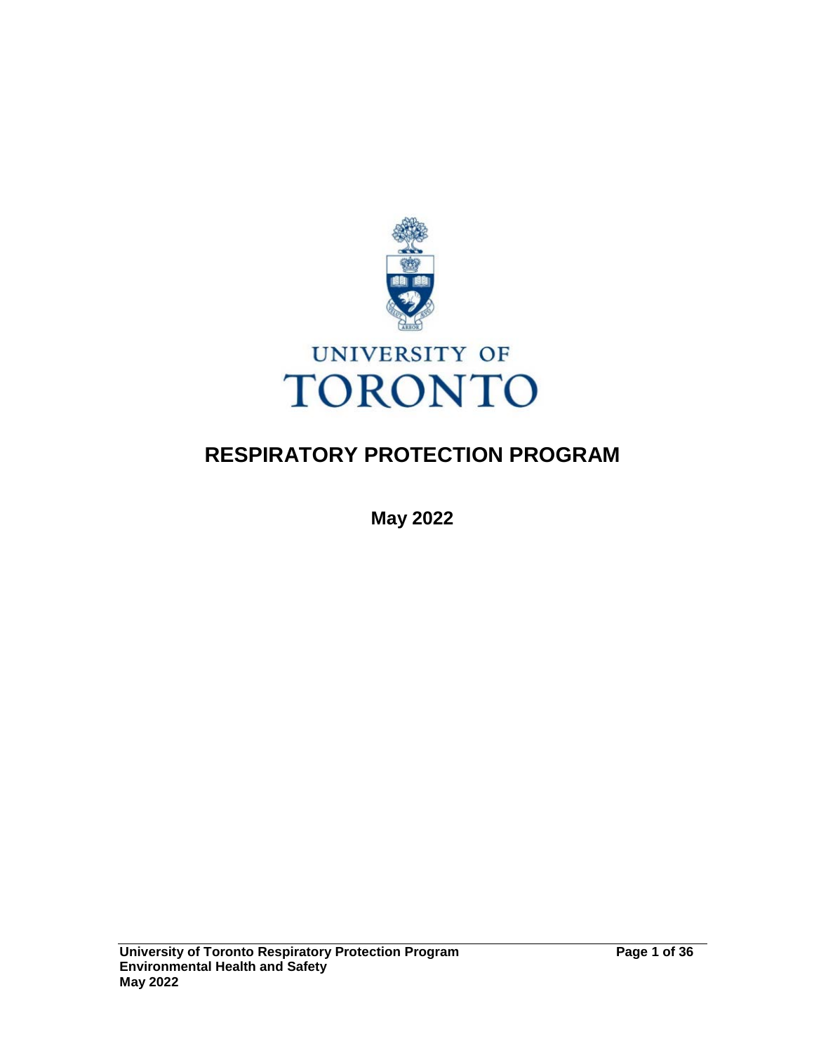UNIVERSITY OF TORONTO

# RESPIRATORY PROTECTION PROGRAM

**May 2022**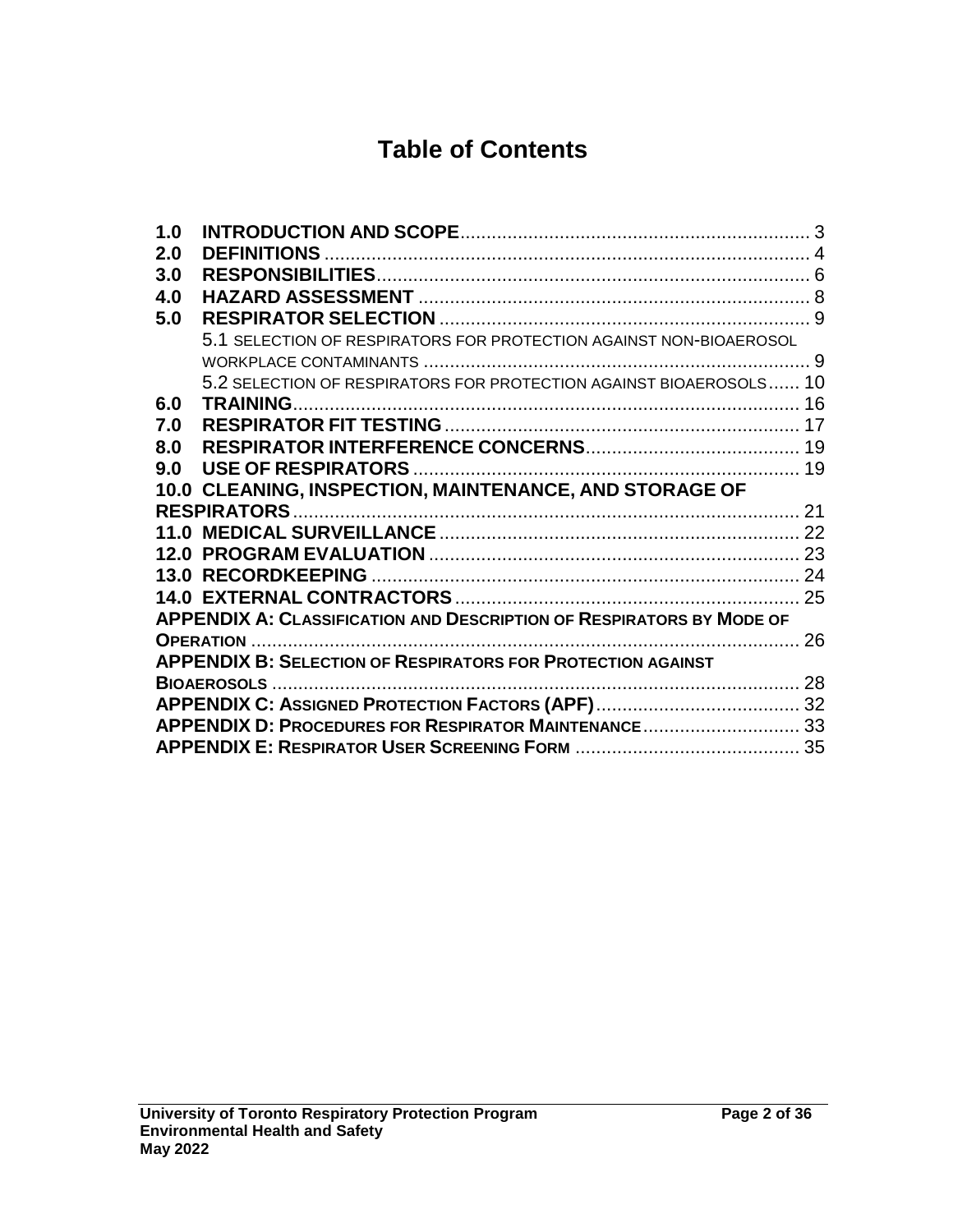# Table of Contents

1.0 **INTRODUCTION AND SCOPE** .................................................. 3
2.0 **DEFINITIONS** ..................................................................... 4
3.0 **RESPONSIBILITIES** ............................................................. 6
4.0 **HAZARD ASSESSMENT** ........................................................ 8
5.0 **RESPIRATOR SELECTION** ..................................................... 9
- 5.1 SELECTION OF RESPIRATORS FOR PROTECTION AGAINST NON-BIOAEROSOL WORKPLACE CONTAMINANTS ........................................................... 9
- 5.2 SELECTION OF RESPIRATORS FOR PROTECTION AGAINST BIOAEROSOLS ...... 10

6.0 **TRAINING** .......................................................................... 16
7.0 **RESPIRATOR FIT TESTING** ................................................... 17
8.0 **RESPIRATOR INTERFERENCE CONCERNS** .................................. 19
9.0 **USE OF RESPIRATORS** ......................................................... 19
10.0 **CLEANING, INSPECTION, MAINTENANCE, AND STORAGE OF RESPIRATORS** ............................................................................. 21
11.0 **MEDICAL SURVEILLANCE** .................................................... 22
12.0 **PROGRAM EVALUATION** ...................................................... 23
13.0 **RECORDKEEPING** ............................................................... 24
14.0 **EXTERNAL CONTRACTORS** ................................................... 25
**APPENDIX A: CLASSIFICATION AND DESCRIPTION OF RESPIRATORS BY MODE OF OPERATION** ............................................................................... 26
**APPENDIX B: SELECTION OF RESPIRATORS FOR PROTECTION AGAINST BIOAEROSOLS** ........................................................................... 28
**APPENDIX C: ASSIGNED PROTECTION FACTORS (APF)** ........................... 32
**APPENDIX D: PROCEDURES FOR RESPIRATOR MAINTENANCE** ................... 33
**APPENDIX E: RESPIRATOR USER SCREENING FORM** ................................ 35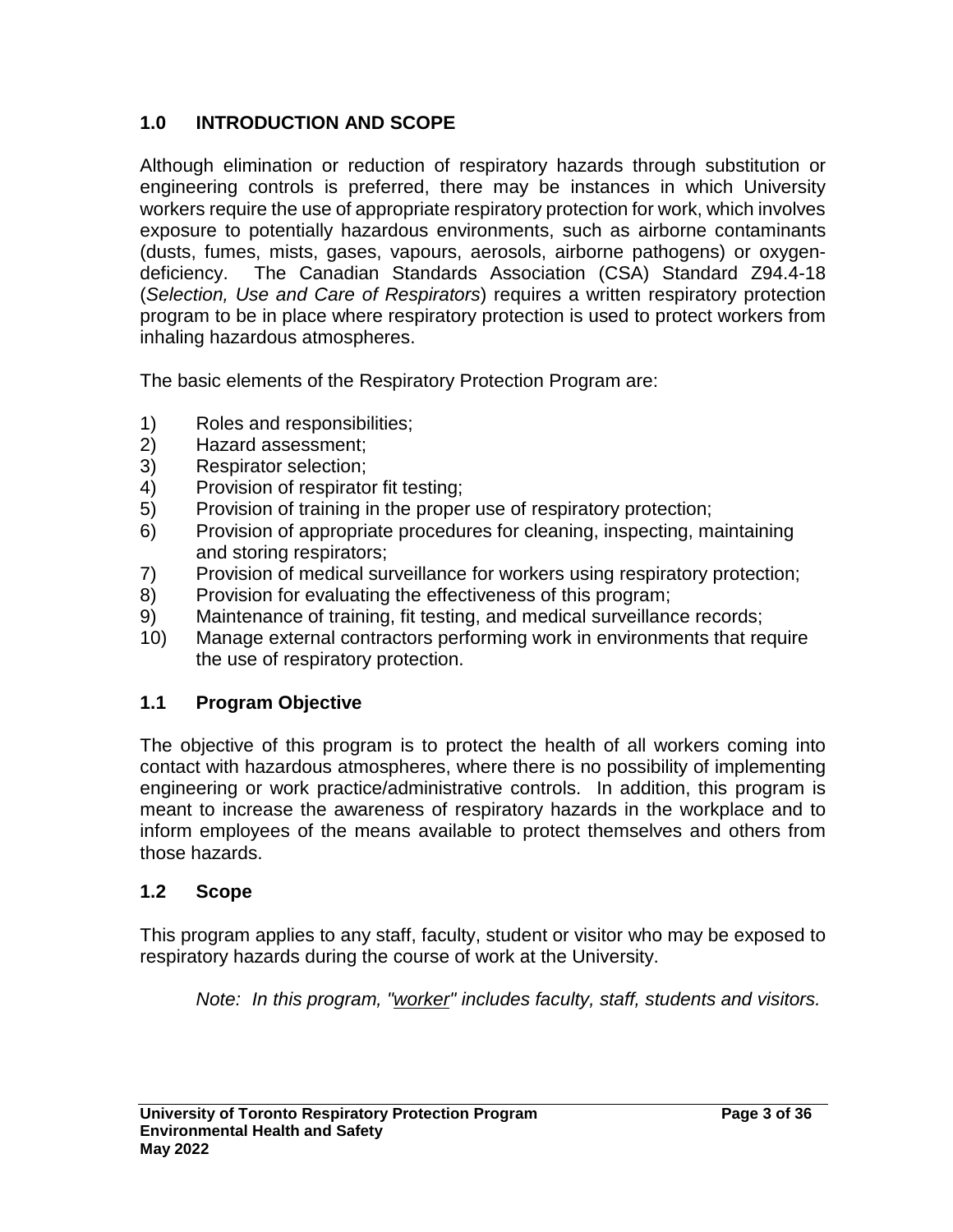## 1.0 INTRODUCTION AND SCOPE

Although elimination or reduction of respiratory hazards through substitution or engineering controls is preferred, there may be instances in which University workers require the use of appropriate respiratory protection for work, which involves exposure to potentially hazardous environments, such as airborne contaminants (dusts, fumes, mists, gases, vapours, aerosols, airborne pathogens) or oxygen-deficiency. The Canadian Standards Association (CSA) Standard Z94.4-18 (*Selection, Use and Care of Respirators*) requires a written respiratory protection program to be in place where respiratory protection is used to protect workers from inhaling hazardous atmospheres.

The basic elements of the Respiratory Protection Program are:

1) Roles and responsibilities;
2) Hazard assessment;
3) Respirator selection;
4) Provision of respirator fit testing;
5) Provision of training in the proper use of respiratory protection;
6) Provision of appropriate procedures for cleaning, inspecting, maintaining and storing respirators;
7) Provision of medical surveillance for workers using respiratory protection;
8) Provision for evaluating the effectiveness of this program;
9) Maintenance of training, fit testing, and medical surveillance records;
10) Manage external contractors performing work in environments that require the use of respiratory protection.

### 1.1 Program Objective

The objective of this program is to protect the health of all workers coming into contact with hazardous atmospheres, where there is no possibility of implementing engineering or work practice/administrative controls. In addition, this program is meant to increase the awareness of respiratory hazards in the workplace and to inform employees of the means available to protect themselves and others from those hazards.

### 1.2 Scope

This program applies to any staff, faculty, student or visitor who may be exposed to respiratory hazards during the course of work at the University.

> *Note: In this program, "worker" includes faculty, staff, students and visitors.*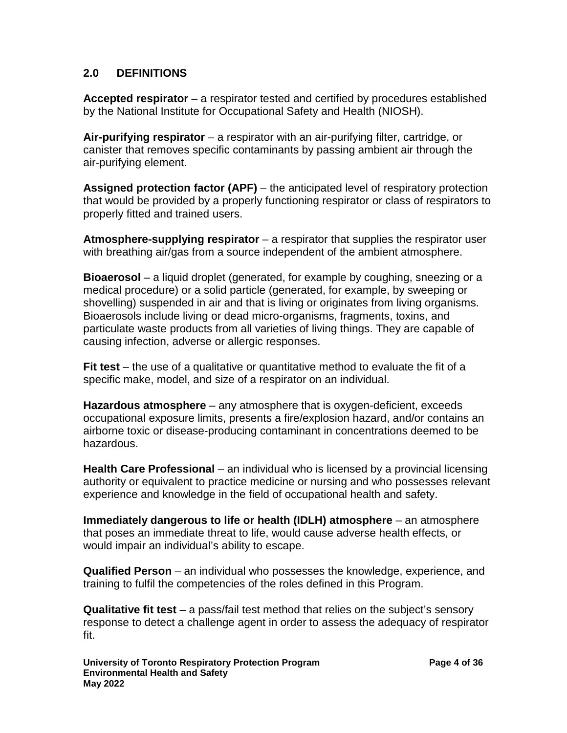## 2.0 DEFINITIONS

**Accepted respirator** – a respirator tested and certified by procedures established by the National Institute for Occupational Safety and Health (NIOSH).

**Air-purifying respirator** – a respirator with an air-purifying filter, cartridge, or canister that removes specific contaminants by passing ambient air through the air-purifying element.

**Assigned protection factor (APF)** – the anticipated level of respiratory protection that would be provided by a properly functioning respirator or class of respirators to properly fitted and trained users.

**Atmosphere-supplying respirator** – a respirator that supplies the respirator user with breathing air/gas from a source independent of the ambient atmosphere.

**Bioaerosol** – a liquid droplet (generated, for example by coughing, sneezing or a medical procedure) or a solid particle (generated, for example, by sweeping or shovelling) suspended in air and that is living or originates from living organisms. Bioaerosols include living or dead micro-organisms, fragments, toxins, and particulate waste products from all varieties of living things. They are capable of causing infection, adverse or allergic responses.

**Fit test** – the use of a qualitative or quantitative method to evaluate the fit of a specific make, model, and size of a respirator on an individual.

**Hazardous atmosphere** – any atmosphere that is oxygen-deficient, exceeds occupational exposure limits, presents a fire/explosion hazard, and/or contains an airborne toxic or disease-producing contaminant in concentrations deemed to be hazardous.

**Health Care Professional** – an individual who is licensed by a provincial licensing authority or equivalent to practice medicine or nursing and who possesses relevant experience and knowledge in the field of occupational health and safety.

**Immediately dangerous to life or health (IDLH) atmosphere** – an atmosphere that poses an immediate threat to life, would cause adverse health effects, or would impair an individual's ability to escape.

**Qualified Person** – an individual who possesses the knowledge, experience, and training to fulfil the competencies of the roles defined in this Program.

**Qualitative fit test** – a pass/fail test method that relies on the subject's sensory response to detect a challenge agent in order to assess the adequacy of respirator fit.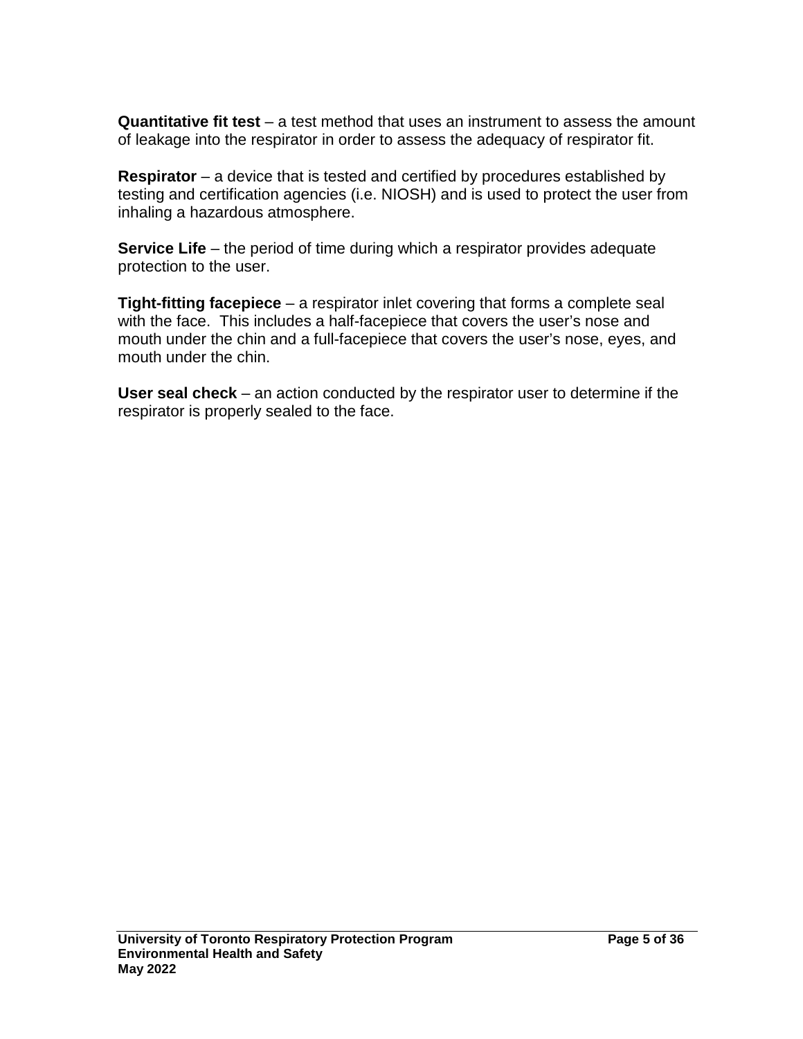**Quantitative fit test** – a test method that uses an instrument to assess the amount of leakage into the respirator in order to assess the adequacy of respirator fit.

**Respirator** – a device that is tested and certified by procedures established by testing and certification agencies (i.e. NIOSH) and is used to protect the user from inhaling a hazardous atmosphere.

**Service Life** – the period of time during which a respirator provides adequate protection to the user.

**Tight-fitting facepiece** – a respirator inlet covering that forms a complete seal with the face. This includes a half-facepiece that covers the user's nose and mouth under the chin and a full-facepiece that covers the user's nose, eyes, and mouth under the chin.

**User seal check** – an action conducted by the respirator user to determine if the respirator is properly sealed to the face.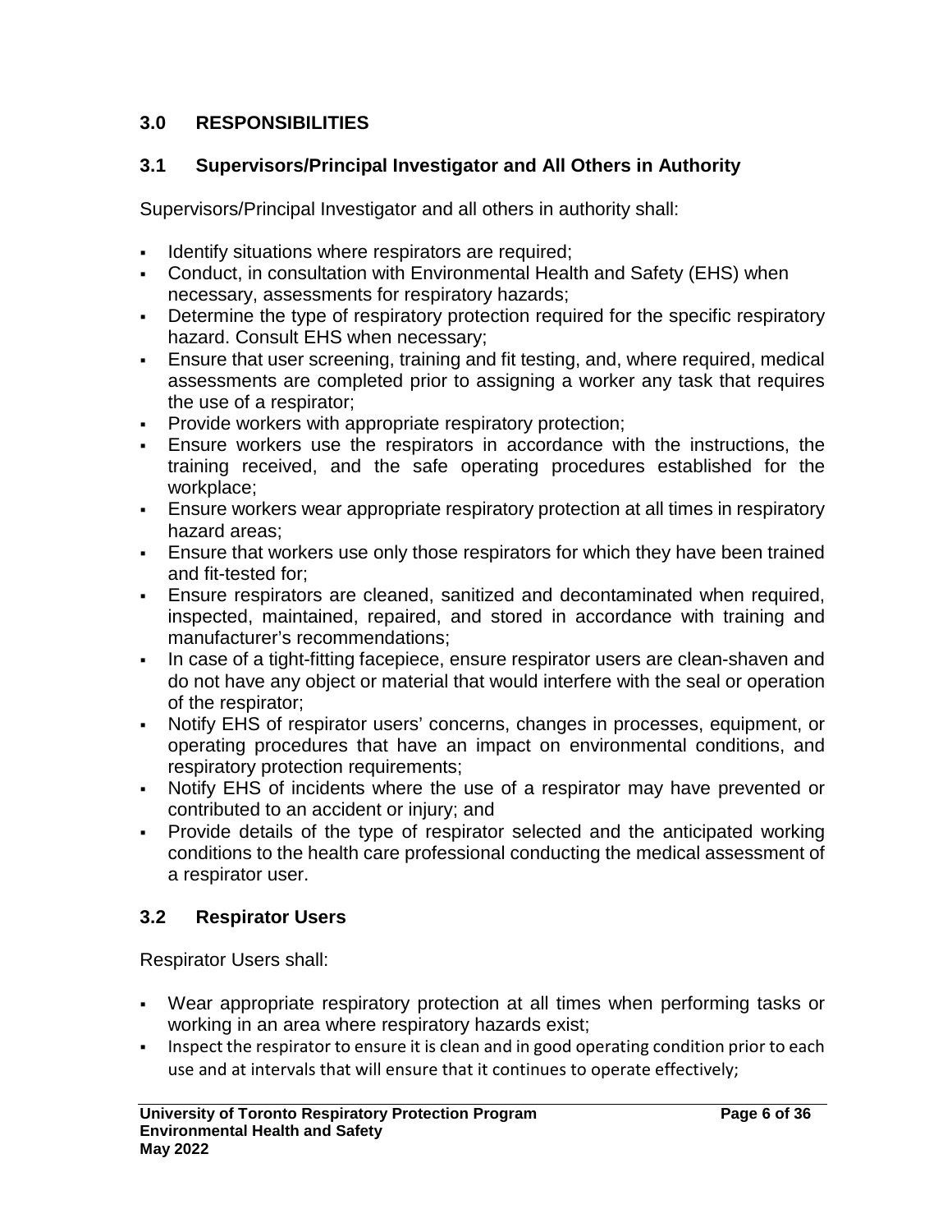## 3.0 RESPONSIBILITIES

### 3.1 Supervisors/Principal Investigator and All Others in Authority

Supervisors/Principal Investigator and all others in authority shall:

- Identify situations where respirators are required;
- Conduct, in consultation with Environmental Health and Safety (EHS) when necessary, assessments for respiratory hazards;
- Determine the type of respiratory protection required for the specific respiratory hazard. Consult EHS when necessary;
- Ensure that user screening, training and fit testing, and, where required, medical assessments are completed prior to assigning a worker any task that requires the use of a respirator;
- Provide workers with appropriate respiratory protection;
- Ensure workers use the respirators in accordance with the instructions, the training received, and the safe operating procedures established for the workplace;
- Ensure workers wear appropriate respiratory protection at all times in respiratory hazard areas;
- Ensure that workers use only those respirators for which they have been trained and fit-tested for;
- Ensure respirators are cleaned, sanitized and decontaminated when required, inspected, maintained, repaired, and stored in accordance with training and manufacturer's recommendations;
- In case of a tight-fitting facepiece, ensure respirator users are clean-shaven and do not have any object or material that would interfere with the seal or operation of the respirator;
- Notify EHS of respirator users' concerns, changes in processes, equipment, or operating procedures that have an impact on environmental conditions, and respiratory protection requirements;
- Notify EHS of incidents where the use of a respirator may have prevented or contributed to an accident or injury; and
- Provide details of the type of respirator selected and the anticipated working conditions to the health care professional conducting the medical assessment of a respirator user.

### 3.2 Respirator Users

Respirator Users shall:

- Wear appropriate respiratory protection at all times when performing tasks or working in an area where respiratory hazards exist;
- Inspect the respirator to ensure it is clean and in good operating condition prior to each use and at intervals that will ensure that it continues to operate effectively;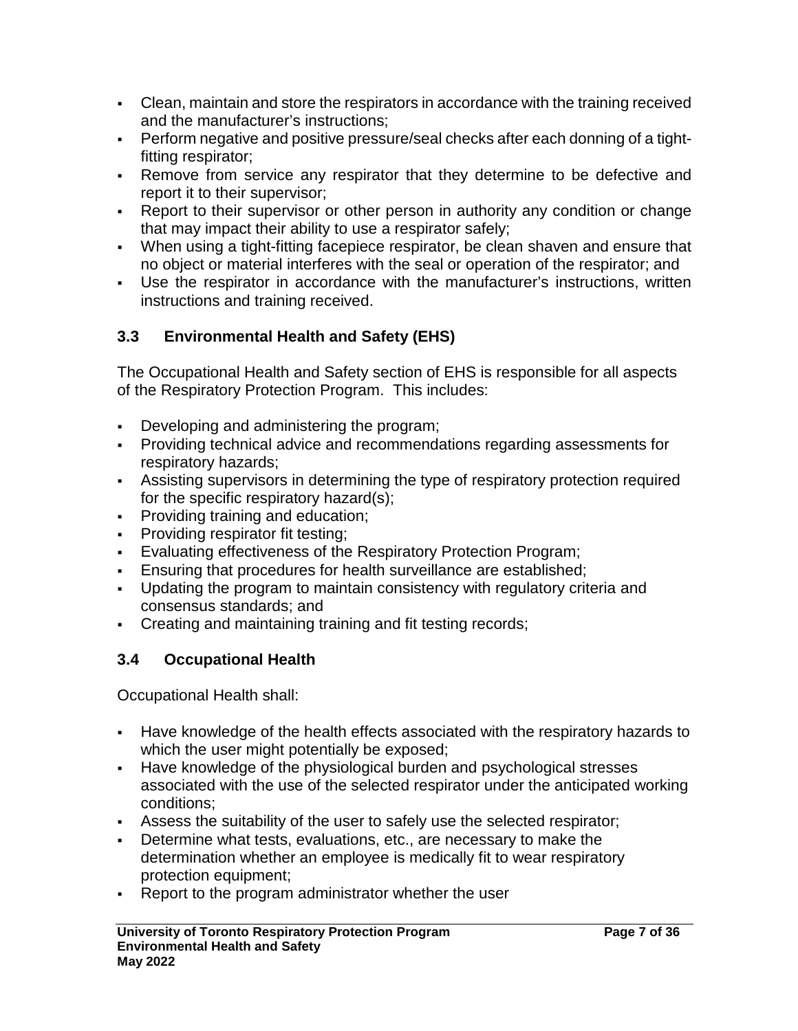- Clean, maintain and store the respirators in accordance with the training received and the manufacturer's instructions;
- Perform negative and positive pressure/seal checks after each donning of a tight-fitting respirator;
- Remove from service any respirator that they determine to be defective and report it to their supervisor;
- Report to their supervisor or other person in authority any condition or change that may impact their ability to use a respirator safely;
- When using a tight-fitting facepiece respirator, be clean shaven and ensure that no object or material interferes with the seal or operation of the respirator; and
- Use the respirator in accordance with the manufacturer's instructions, written instructions and training received.

### 3.3 Environmental Health and Safety (EHS)

The Occupational Health and Safety section of EHS is responsible for all aspects of the Respiratory Protection Program. This includes:

- Developing and administering the program;
- Providing technical advice and recommendations regarding assessments for respiratory hazards;
- Assisting supervisors in determining the type of respiratory protection required for the specific respiratory hazard(s);
- Providing training and education;
- Providing respirator fit testing;
- Evaluating effectiveness of the Respiratory Protection Program;
- Ensuring that procedures for health surveillance are established;
- Updating the program to maintain consistency with regulatory criteria and consensus standards; and
- Creating and maintaining training and fit testing records;

### 3.4 Occupational Health

Occupational Health shall:

- Have knowledge of the health effects associated with the respiratory hazards to which the user might potentially be exposed;
- Have knowledge of the physiological burden and psychological stresses associated with the use of the selected respirator under the anticipated working conditions;
- Assess the suitability of the user to safely use the selected respirator;
- Determine what tests, evaluations, etc., are necessary to make the determination whether an employee is medically fit to wear respiratory protection equipment;
- Report to the program administrator whether the user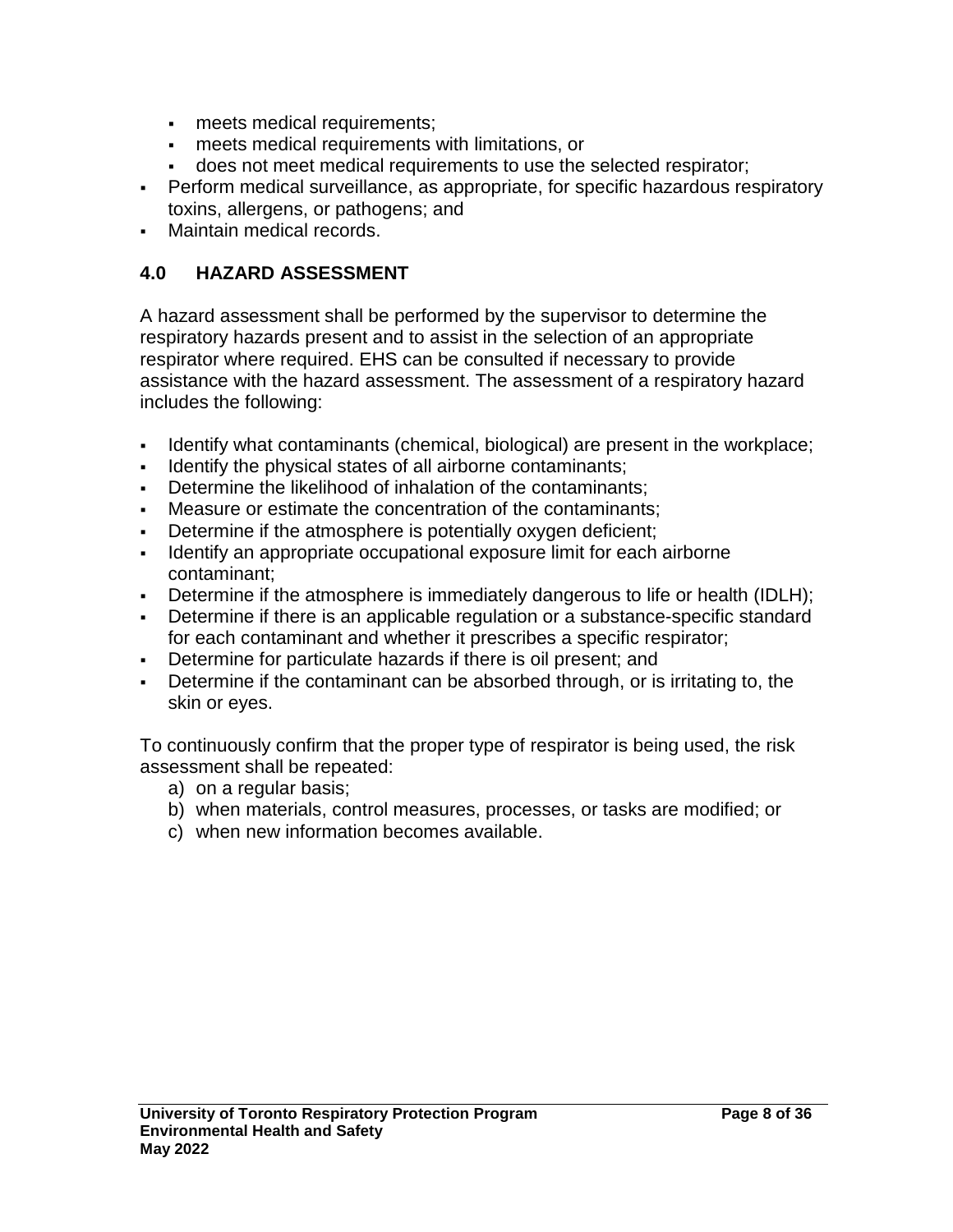- meets medical requirements;
    - meets medical requirements with limitations, or
    - does not meet medical requirements to use the selected respirator;
- Perform medical surveillance, as appropriate, for specific hazardous respiratory toxins, allergens, or pathogens; and
- Maintain medical records.

## 4.0 HAZARD ASSESSMENT

A hazard assessment shall be performed by the supervisor to determine the respiratory hazards present and to assist in the selection of an appropriate respirator where required. EHS can be consulted if necessary to provide assistance with the hazard assessment. The assessment of a respiratory hazard includes the following:

- Identify what contaminants (chemical, biological) are present in the workplace;
- Identify the physical states of all airborne contaminants;
- Determine the likelihood of inhalation of the contaminants;
- Measure or estimate the concentration of the contaminants;
- Determine if the atmosphere is potentially oxygen deficient;
- Identify an appropriate occupational exposure limit for each airborne contaminant;
- Determine if the atmosphere is immediately dangerous to life or health (IDLH);
- Determine if there is an applicable regulation or a substance-specific standard for each contaminant and whether it prescribes a specific respirator;
- Determine for particulate hazards if there is oil present; and
- Determine if the contaminant can be absorbed through, or is irritating to, the skin or eyes.

To continuously confirm that the proper type of respirator is being used, the risk assessment shall be repeated:

a) on a regular basis;
b) when materials, control measures, processes, or tasks are modified; or
c) when new information becomes available.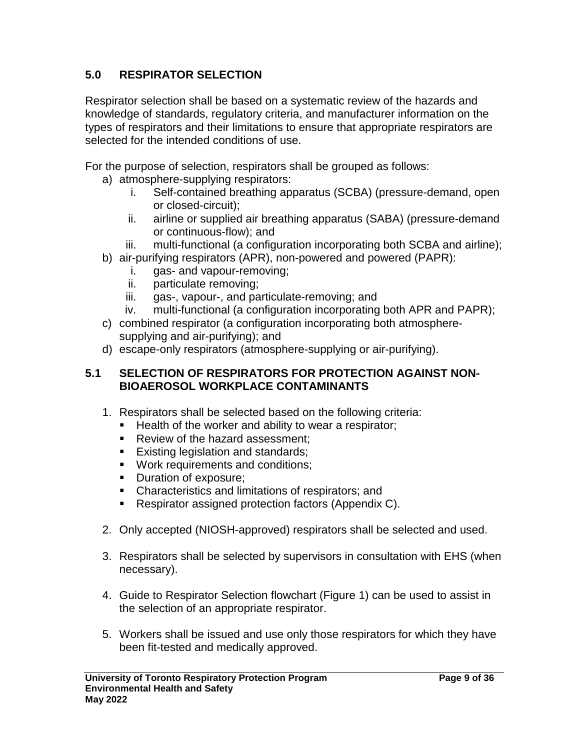## 5.0 RESPIRATOR SELECTION

Respirator selection shall be based on a systematic review of the hazards and knowledge of standards, regulatory criteria, and manufacturer information on the types of respirators and their limitations to ensure that appropriate respirators are selected for the intended conditions of use.

For the purpose of selection, respirators shall be grouped as follows:

a) atmosphere-supplying respirators:
   i. Self-contained breathing apparatus (SCBA) (pressure-demand, open or closed-circuit);
   ii. airline or supplied air breathing apparatus (SABA) (pressure-demand or continuous-flow); and
   iii. multi-functional (a configuration incorporating both SCBA and airline);
b) air-purifying respirators (APR), non-powered and powered (PAPR):
   i. gas- and vapour-removing;
   ii. particulate removing;
   iii. gas-, vapour-, and particulate-removing; and
   iv. multi-functional (a configuration incorporating both APR and PAPR);
c) combined respirator (a configuration incorporating both atmosphere-supplying and air-purifying); and
d) escape-only respirators (atmosphere-supplying or air-purifying).

### 5.1 SELECTION OF RESPIRATORS FOR PROTECTION AGAINST NON-BIOAEROSOL WORKPLACE CONTAMINANTS

1. Respirators shall be selected based on the following criteria:
   - Health of the worker and ability to wear a respirator;
   - Review of the hazard assessment;
   - Existing legislation and standards;
   - Work requirements and conditions;
   - Duration of exposure;
   - Characteristics and limitations of respirators; and
   - Respirator assigned protection factors (Appendix C).

2. Only accepted (NIOSH-approved) respirators shall be selected and used.

3. Respirators shall be selected by supervisors in consultation with EHS (when necessary).

4. Guide to Respirator Selection flowchart (Figure 1) can be used to assist in the selection of an appropriate respirator.

5. Workers shall be issued and use only those respirators for which they have been fit-tested and medically approved.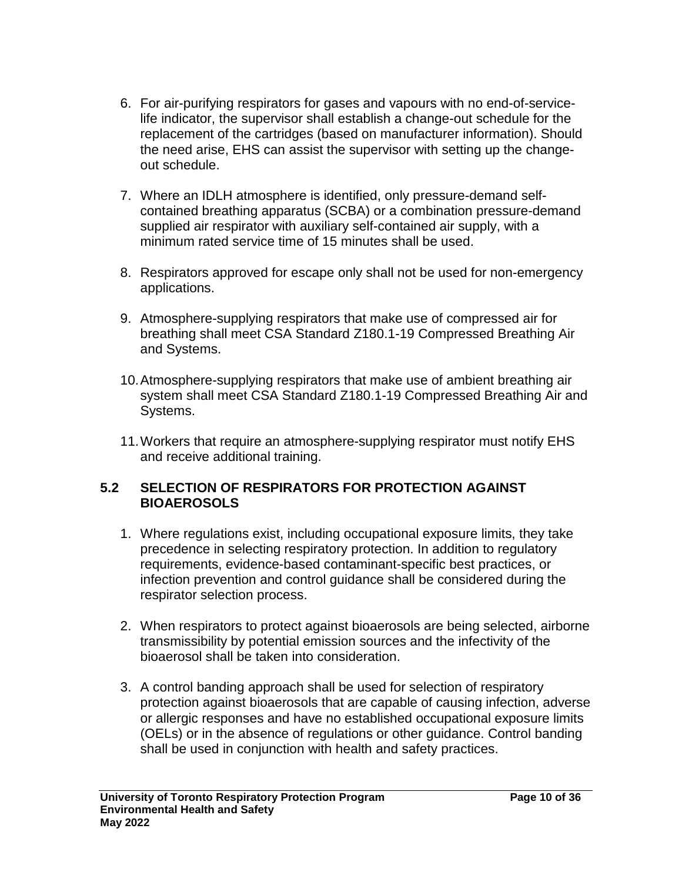6. For air-purifying respirators for gases and vapours with no end-of-service-life indicator, the supervisor shall establish a change-out schedule for the replacement of the cartridges (based on manufacturer information). Should the need arise, EHS can assist the supervisor with setting up the change-out schedule.

7. Where an IDLH atmosphere is identified, only pressure-demand self-contained breathing apparatus (SCBA) or a combination pressure-demand supplied air respirator with auxiliary self-contained air supply, with a minimum rated service time of 15 minutes shall be used.

8. Respirators approved for escape only shall not be used for non-emergency applications.

9. Atmosphere-supplying respirators that make use of compressed air for breathing shall meet CSA Standard Z180.1-19 Compressed Breathing Air and Systems.

10. Atmosphere-supplying respirators that make use of ambient breathing air system shall meet CSA Standard Z180.1-19 Compressed Breathing Air and Systems.

11. Workers that require an atmosphere-supplying respirator must notify EHS and receive additional training.

## 5.2 SELECTION OF RESPIRATORS FOR PROTECTION AGAINST BIOAEROSOLS

1. Where regulations exist, including occupational exposure limits, they take precedence in selecting respiratory protection. In addition to regulatory requirements, evidence-based contaminant-specific best practices, or infection prevention and control guidance shall be considered during the respirator selection process.

2. When respirators to protect against bioaerosols are being selected, airborne transmissibility by potential emission sources and the infectivity of the bioaerosol shall be taken into consideration.

3. A control banding approach shall be used for selection of respiratory protection against bioaerosols that are capable of causing infection, adverse or allergic responses and have no established occupational exposure limits (OELs) or in the absence of regulations or other guidance. Control banding shall be used in conjunction with health and safety practices.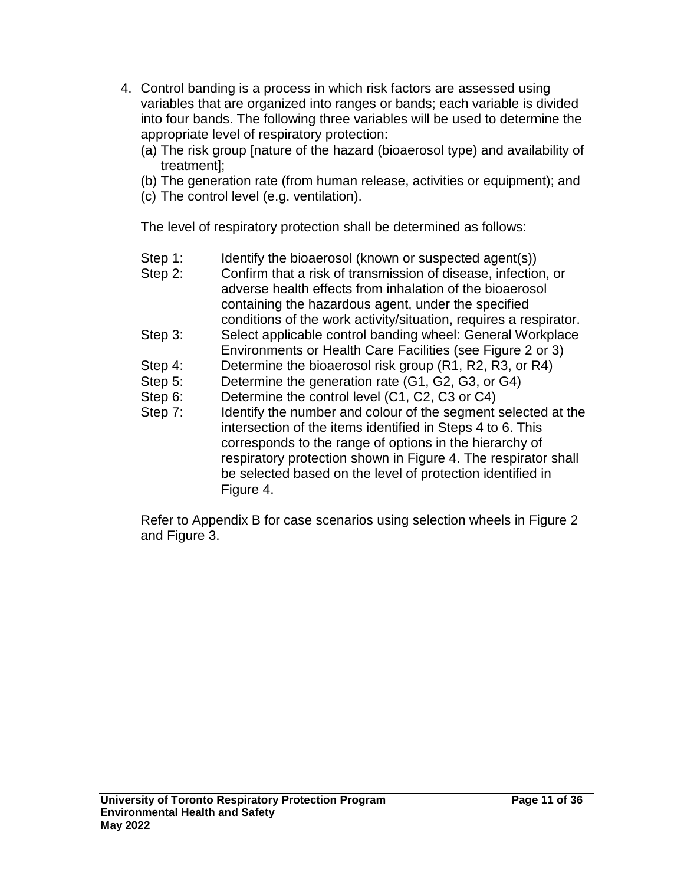4. Control banding is a process in which risk factors are assessed using variables that are organized into ranges or bands; each variable is divided into four bands. The following three variables will be used to determine the appropriate level of respiratory protection:
   (a) The risk group [nature of the hazard (bioaerosol type) and availability of treatment];
   (b) The generation rate (from human release, activities or equipment); and
   (c) The control level (e.g. ventilation).

   The level of respiratory protection shall be determined as follows:

   Step 1: Identify the bioaerosol (known or suspected agent(s))
   Step 2: Confirm that a risk of transmission of disease, infection, or adverse health effects from inhalation of the bioaerosol containing the hazardous agent, under the specified conditions of the work activity/situation, requires a respirator.
   Step 3: Select applicable control banding wheel: General Workplace Environments or Health Care Facilities (see Figure 2 or 3)
   Step 4: Determine the bioaerosol risk group (R1, R2, R3, or R4)
   Step 5: Determine the generation rate (G1, G2, G3, or G4)
   Step 6: Determine the control level (C1, C2, C3 or C4)
   Step 7: Identify the number and colour of the segment selected at the intersection of the items identified in Steps 4 to 6. This corresponds to the range of options in the hierarchy of respiratory protection shown in Figure 4. The respirator shall be selected based on the level of protection identified in Figure 4.

   Refer to Appendix B for case scenarios using selection wheels in Figure 2 and Figure 3.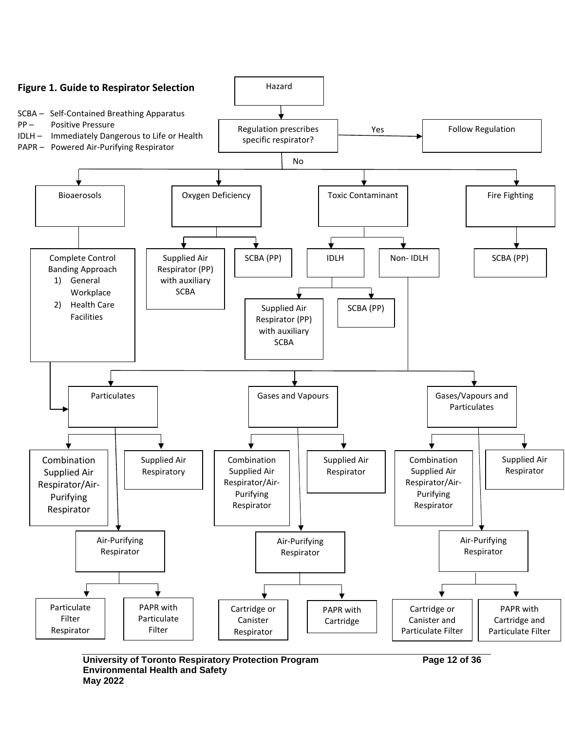**Figure 1. Guide to Respirator Selection**

SCBA – Self-Contained Breathing Apparatus
PP – Positive Pressure
IDLH – Immediately Dangerous to Life or Health
PAPR – Powered Air-Purifying Respirator

- Hazard
  - Regulation prescribes specific respirator?
    - Yes → Follow Regulation
    - No →
      - Bioaerosols
        - Complete Control Banding Approach
          1) General Workplace
          2) Health Care Facilities
          - → Particulates
      - Oxygen Deficiency
        - Supplied Air Respirator (PP) with auxiliary SCBA
        - SCBA (PP)
      - Toxic Contaminant
        - IDLH
          - Supplied Air Respirator (PP) with auxiliary SCBA
          - SCBA (PP)
        - Non- IDLH
          - Particulates
            - Combination Supplied Air Respirator/Air-Purifying Respirator
            - Supplied Air Respiratory
            - Air-Purifying Respirator
              - Particulate Filter Respirator
              - PAPR with Particulate Filter
          - Gases and Vapours
            - Combination Supplied Air Respirator/Air-Purifying Respirator
            - Supplied Air Respirator
            - Air-Purifying Respirator
              - Cartridge or Canister Respirator
              - PAPR with Cartridge
          - Gases/Vapours and Particulates
            - Combination Supplied Air Respirator/Air-Purifying Respirator
            - Supplied Air Respirator
            - Air-Purifying Respirator
              - Cartridge or Canister and Particulate Filter
              - PAPR with Cartridge and Particulate Filter
      - Fire Fighting
        - SCBA (PP)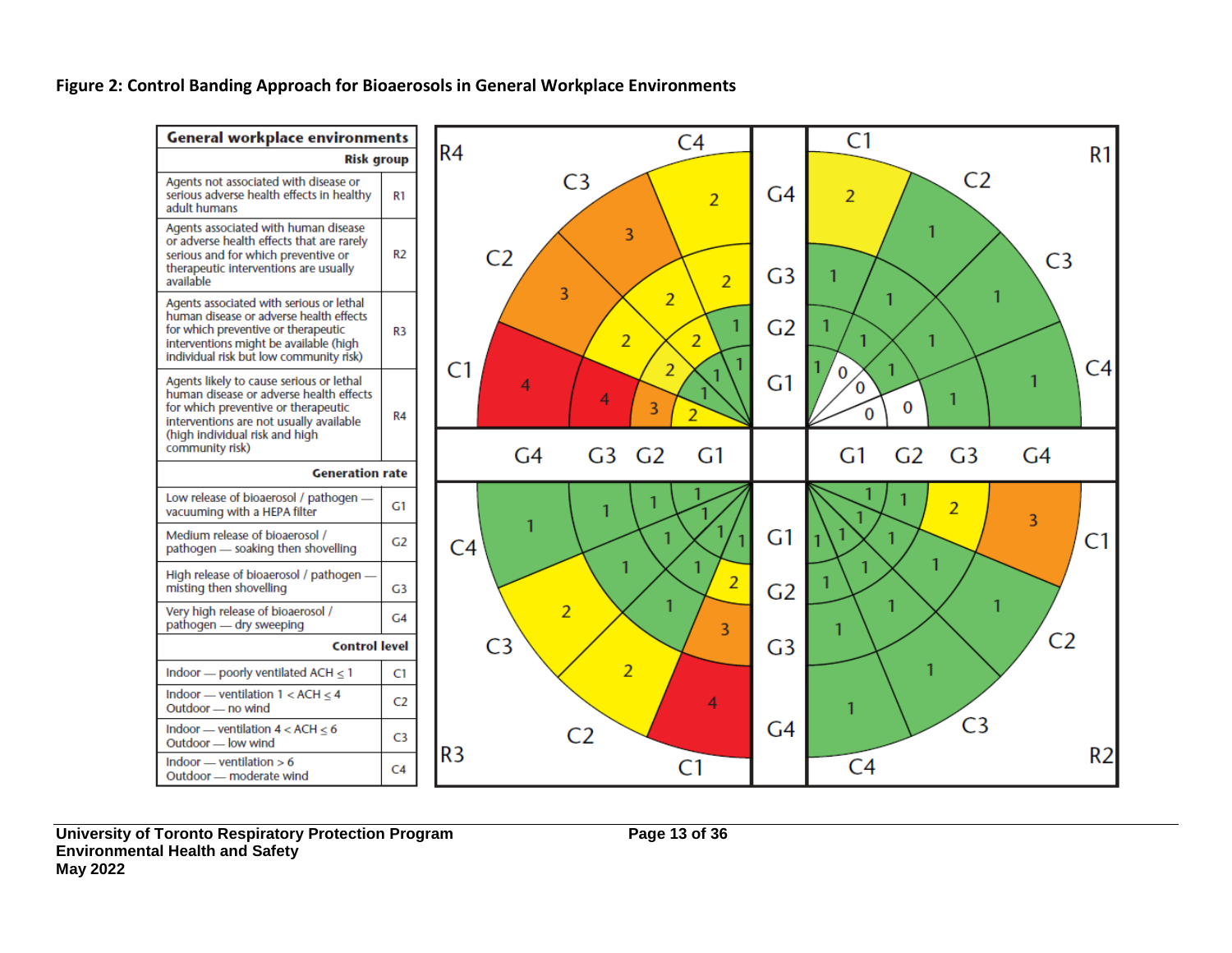**Figure 2: Control Banding Approach for Bioaerosols in General Workplace Environments**

| General workplace environments | |
|---|---|
| **Risk group** | |
| Agents not associated with disease or serious adverse health effects in healthy adult humans | R1 |
| Agents associated with human disease or adverse health effects that are rarely serious and for which preventive or therapeutic interventions are usually available | R2 |
| Agents associated with serious or lethal human disease or adverse health effects for which preventive or therapeutic interventions might be available (high individual risk but low community risk) | R3 |
| Agents likely to cause serious or lethal human disease or adverse health effects for which preventive or therapeutic interventions are not usually available (high individual risk and high community risk) | R4 |
| **Generation rate** | |
| Low release of bioaerosol / pathogen — vacuuming with a HEPA filter | G1 |
| Medium release of bioaerosol / pathogen — soaking then shovelling | G2 |
| High release of bioaerosol / pathogen — misting then shovelling | G3 |
| Very high release of bioaerosol / pathogen — dry sweeping | G4 |
| **Control level** | |
| Indoor — poorly ventilated ACH ≤ 1 | C1 |
| Indoor — ventilation 1 < ACH ≤ 4<br>Outdoor — no wind | C2 |
| Indoor — ventilation 4 < ACH ≤ 6<br>Outdoor — low wind | C3 |
| Indoor — ventilation > 6<br>Outdoor — moderate wind | C4 |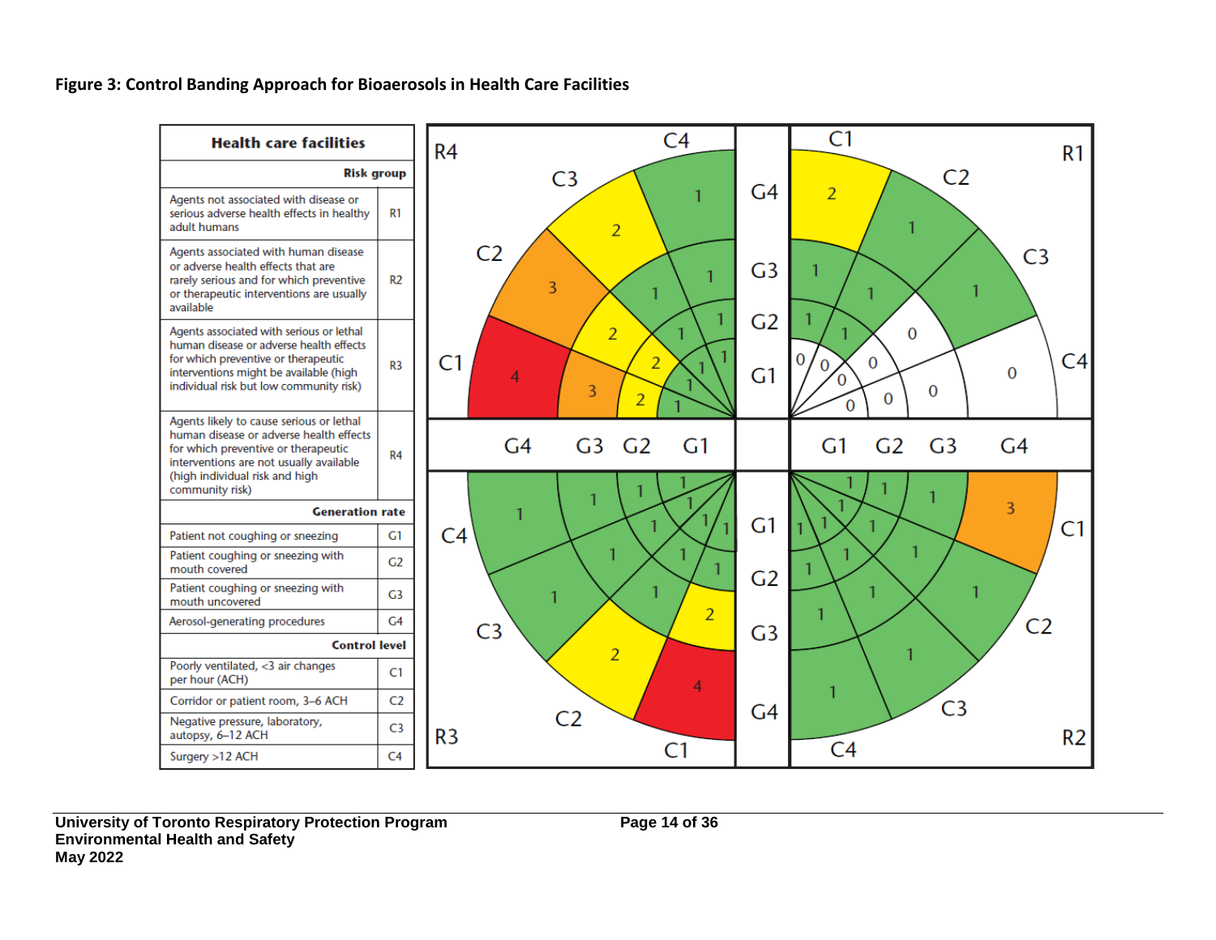**Figure 3: Control Banding Approach for Bioaerosols in Health Care Facilities**

| Health care facilities | |
|---|---|
| **Risk group** | |
| Agents not associated with disease or serious adverse health effects in healthy adult humans | R1 |
| Agents associated with human disease or adverse health effects that are rarely serious and for which preventive or therapeutic interventions are usually available | R2 |
| Agents associated with serious or lethal human disease or adverse health effects for which preventive or therapeutic interventions might be available (high individual risk but low community risk) | R3 |
| Agents likely to cause serious or lethal human disease or adverse health effects for which preventive or therapeutic interventions are not usually available (high individual risk and high community risk) | R4 |
| **Generation rate** | |
| Patient not coughing or sneezing | G1 |
| Patient coughing or sneezing with mouth covered | G2 |
| Patient coughing or sneezing with mouth uncovered | G3 |
| Aerosol-generating procedures | G4 |
| **Control level** | |
| Poorly ventilated, <3 air changes per hour (ACH) | C1 |
| Corridor or patient room, 3–6 ACH | C2 |
| Negative pressure, laboratory, autopsy, 6–12 ACH | C3 |
| Surgery >12 ACH | C4 |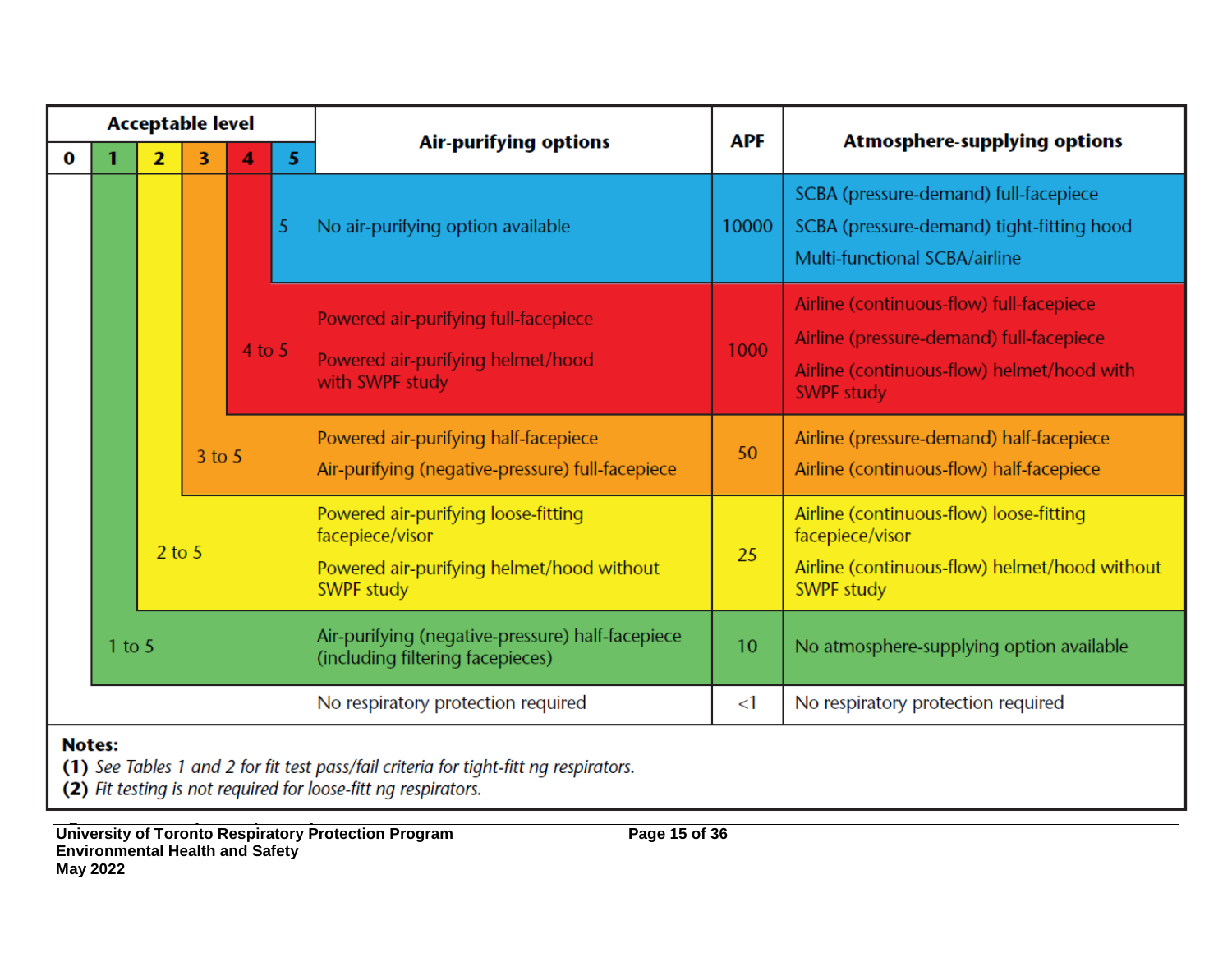| Acceptable level | Air-purifying options | APF | Atmosphere-supplying options |
|---|---|---|---|
| 5 | No air-purifying option available | 10000 | SCBA (pressure-demand) full-facepiece<br>SCBA (pressure-demand) tight-fitting hood<br>Multi-functional SCBA/airline |
| 4 to 5 | Powered air-purifying full-facepiece<br>Powered air-purifying helmet/hood with SWPF study | 1000 | Airline (continuous-flow) full-facepiece<br>Airline (pressure-demand) full-facepiece<br>Airline (continuous-flow) helmet/hood with SWPF study |
| 3 to 5 | Powered air-purifying half-facepiece<br>Air-purifying (negative-pressure) full-facepiece | 50 | Airline (pressure-demand) half-facepiece<br>Airline (continuous-flow) half-facepiece |
| 2 to 5 | Powered air-purifying loose-fitting facepiece/visor<br>Powered air-purifying helmet/hood without SWPF study | 25 | Airline (continuous-flow) loose-fitting facepiece/visor<br>Airline (continuous-flow) helmet/hood without SWPF study |
| 1 to 5 | Air-purifying (negative-pressure) half-facepiece (including filtering facepieces) | 10 | No atmosphere-supplying option available |
| 0 | No respiratory protection required | <1 | No respiratory protection required |

**Notes:**
**(1)** *See Tables 1 and 2 for fit test pass/fail criteria for tight-fitt ng respirators.*
**(2)** *Fit testing is not required for loose-fitt ng respirators.*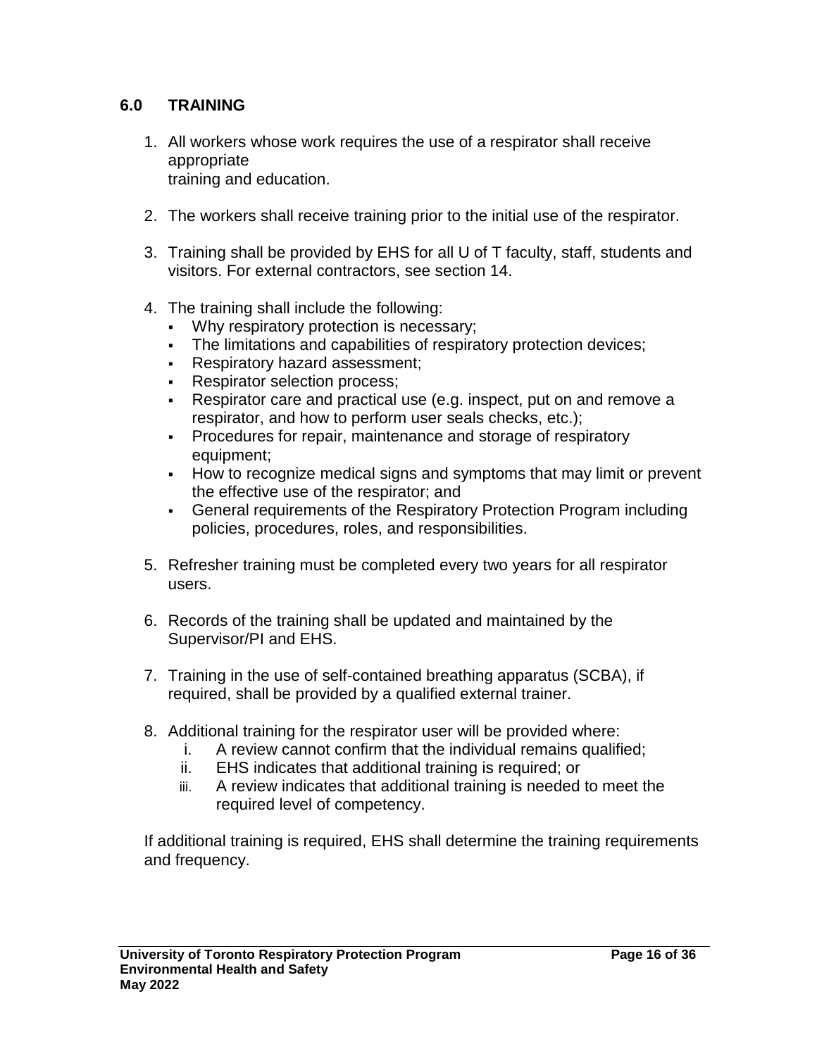## 6.0 TRAINING

1. All workers whose work requires the use of a respirator shall receive appropriate training and education.

2. The workers shall receive training prior to the initial use of the respirator.

3. Training shall be provided by EHS for all U of T faculty, staff, students and visitors. For external contractors, see section 14.

4. The training shall include the following:
   - Why respiratory protection is necessary;
   - The limitations and capabilities of respiratory protection devices;
   - Respiratory hazard assessment;
   - Respirator selection process;
   - Respirator care and practical use (e.g. inspect, put on and remove a respirator, and how to perform user seals checks, etc.);
   - Procedures for repair, maintenance and storage of respiratory equipment;
   - How to recognize medical signs and symptoms that may limit or prevent the effective use of the respirator; and
   - General requirements of the Respiratory Protection Program including policies, procedures, roles, and responsibilities.

5. Refresher training must be completed every two years for all respirator users.

6. Records of the training shall be updated and maintained by the Supervisor/PI and EHS.

7. Training in the use of self-contained breathing apparatus (SCBA), if required, shall be provided by a qualified external trainer.

8. Additional training for the respirator user will be provided where:
   i. A review cannot confirm that the individual remains qualified;
   ii. EHS indicates that additional training is required; or
   iii. A review indicates that additional training is needed to meet the required level of competency.

If additional training is required, EHS shall determine the training requirements and frequency.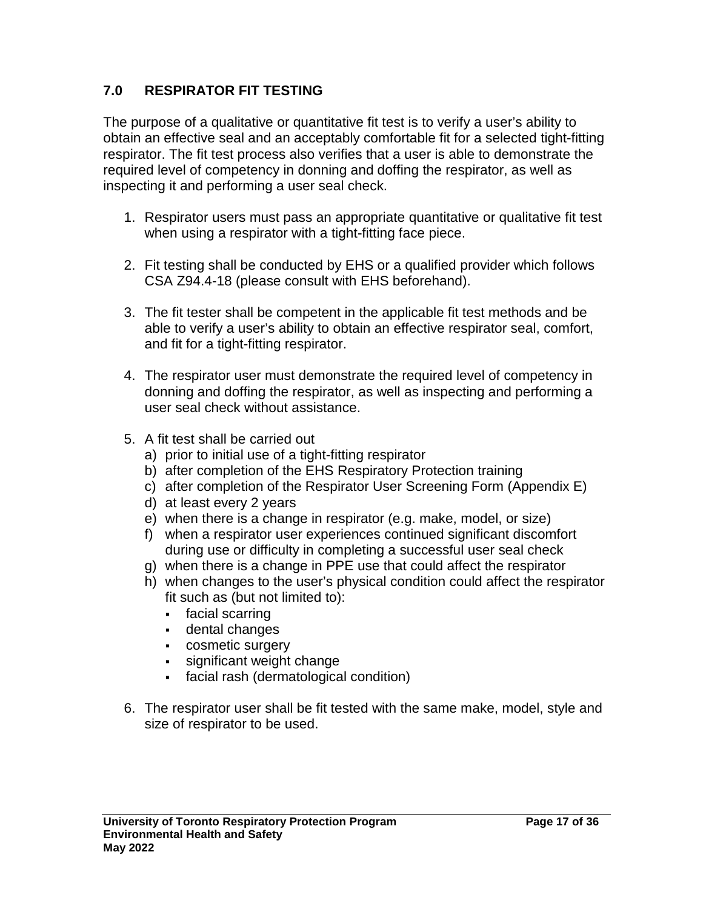## 7.0 RESPIRATOR FIT TESTING

The purpose of a qualitative or quantitative fit test is to verify a user's ability to obtain an effective seal and an acceptably comfortable fit for a selected tight-fitting respirator. The fit test process also verifies that a user is able to demonstrate the required level of competency in donning and doffing the respirator, as well as inspecting it and performing a user seal check.

1. Respirator users must pass an appropriate quantitative or qualitative fit test when using a respirator with a tight-fitting face piece.

2. Fit testing shall be conducted by EHS or a qualified provider which follows CSA Z94.4-18 (please consult with EHS beforehand).

3. The fit tester shall be competent in the applicable fit test methods and be able to verify a user's ability to obtain an effective respirator seal, comfort, and fit for a tight-fitting respirator.

4. The respirator user must demonstrate the required level of competency in donning and doffing the respirator, as well as inspecting and performing a user seal check without assistance.

5. A fit test shall be carried out
   a) prior to initial use of a tight-fitting respirator
   b) after completion of the EHS Respiratory Protection training
   c) after completion of the Respirator User Screening Form (Appendix E)
   d) at least every 2 years
   e) when there is a change in respirator (e.g. make, model, or size)
   f) when a respirator user experiences continued significant discomfort during use or difficulty in completing a successful user seal check
   g) when there is a change in PPE use that could affect the respirator
   h) when changes to the user's physical condition could affect the respirator fit such as (but not limited to):
      - facial scarring
      - dental changes
      - cosmetic surgery
      - significant weight change
      - facial rash (dermatological condition)

6. The respirator user shall be fit tested with the same make, model, style and size of respirator to be used.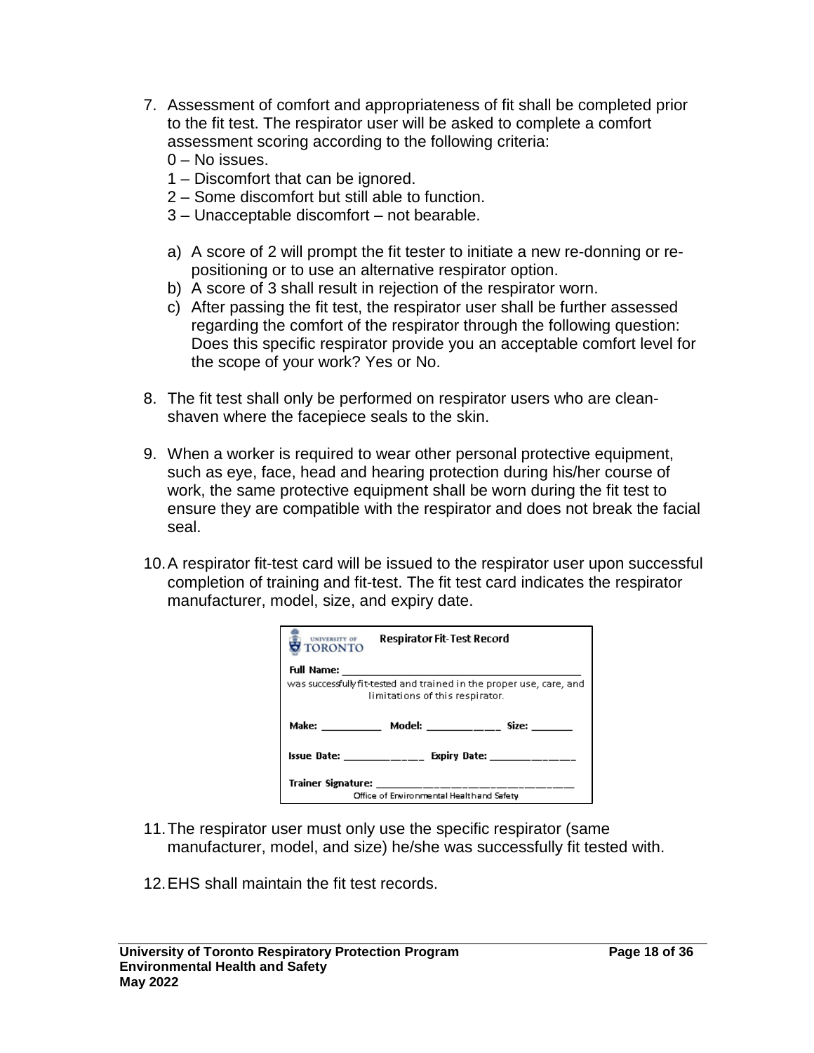7. Assessment of comfort and appropriateness of fit shall be completed prior to the fit test. The respirator user will be asked to complete a comfort assessment scoring according to the following criteria:
   0 – No issues.
   1 – Discomfort that can be ignored.
   2 – Some discomfort but still able to function.
   3 – Unacceptable discomfort – not bearable.

   a) A score of 2 will prompt the fit tester to initiate a new re-donning or re-positioning or to use an alternative respirator option.
   b) A score of 3 shall result in rejection of the respirator worn.
   c) After passing the fit test, the respirator user shall be further assessed regarding the comfort of the respirator through the following question: Does this specific respirator provide you an acceptable comfort level for the scope of your work? Yes or No.

8. The fit test shall only be performed on respirator users who are clean-shaven where the facepiece seals to the skin.

9. When a worker is required to wear other personal protective equipment, such as eye, face, head and hearing protection during his/her course of work, the same protective equipment shall be worn during the fit test to ensure they are compatible with the respirator and does not break the facial seal.

10. A respirator fit-test card will be issued to the respirator user upon successful completion of training and fit-test. The fit test card indicates the respirator manufacturer, model, size, and expiry date.

    UNIVERSITY OF TORONTO **Respirator Fit-Test Record**

    **Full Name:** ______________________________
    was successfully fit-tested and trained in the proper use, care, and limitations of this respirator.

    **Make:** __________ **Model:** ____________ **Size:** _______

    **Issue Date:** _____________ **Expiry Date:** _____________

    **Trainer Signature:** ______________________________
    Office of Environmental Health and Safety

11. The respirator user must only use the specific respirator (same manufacturer, model, and size) he/she was successfully fit tested with.

12. EHS shall maintain the fit test records.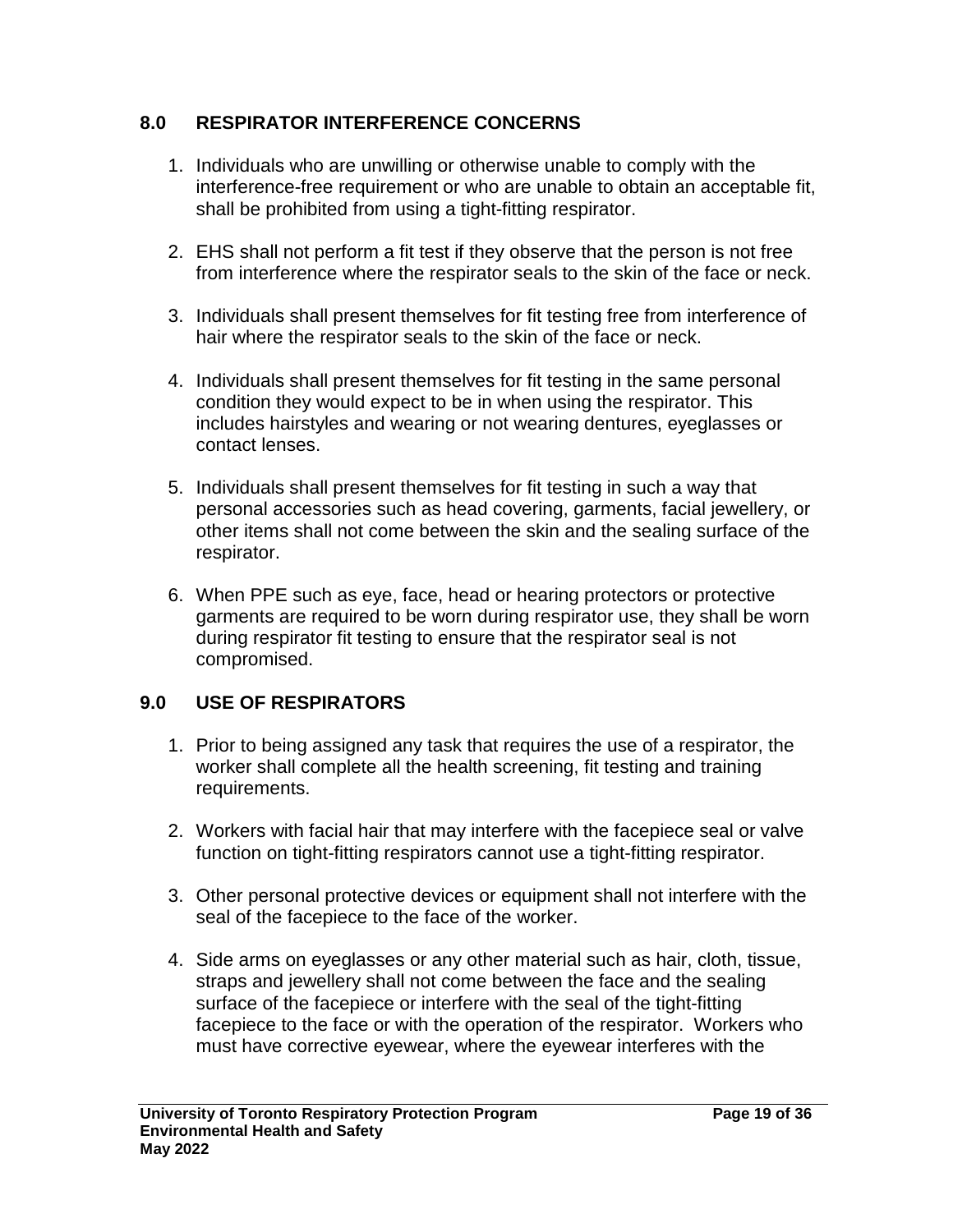## 8.0 RESPIRATOR INTERFERENCE CONCERNS

1. Individuals who are unwilling or otherwise unable to comply with the interference-free requirement or who are unable to obtain an acceptable fit, shall be prohibited from using a tight-fitting respirator.

2. EHS shall not perform a fit test if they observe that the person is not free from interference where the respirator seals to the skin of the face or neck.

3. Individuals shall present themselves for fit testing free from interference of hair where the respirator seals to the skin of the face or neck.

4. Individuals shall present themselves for fit testing in the same personal condition they would expect to be in when using the respirator. This includes hairstyles and wearing or not wearing dentures, eyeglasses or contact lenses.

5. Individuals shall present themselves for fit testing in such a way that personal accessories such as head covering, garments, facial jewellery, or other items shall not come between the skin and the sealing surface of the respirator.

6. When PPE such as eye, face, head or hearing protectors or protective garments are required to be worn during respirator use, they shall be worn during respirator fit testing to ensure that the respirator seal is not compromised.

## 9.0 USE OF RESPIRATORS

1. Prior to being assigned any task that requires the use of a respirator, the worker shall complete all the health screening, fit testing and training requirements.

2. Workers with facial hair that may interfere with the facepiece seal or valve function on tight-fitting respirators cannot use a tight-fitting respirator.

3. Other personal protective devices or equipment shall not interfere with the seal of the facepiece to the face of the worker.

4. Side arms on eyeglasses or any other material such as hair, cloth, tissue, straps and jewellery shall not come between the face and the sealing surface of the facepiece or interfere with the seal of the tight-fitting facepiece to the face or with the operation of the respirator. Workers who must have corrective eyewear, where the eyewear interferes with the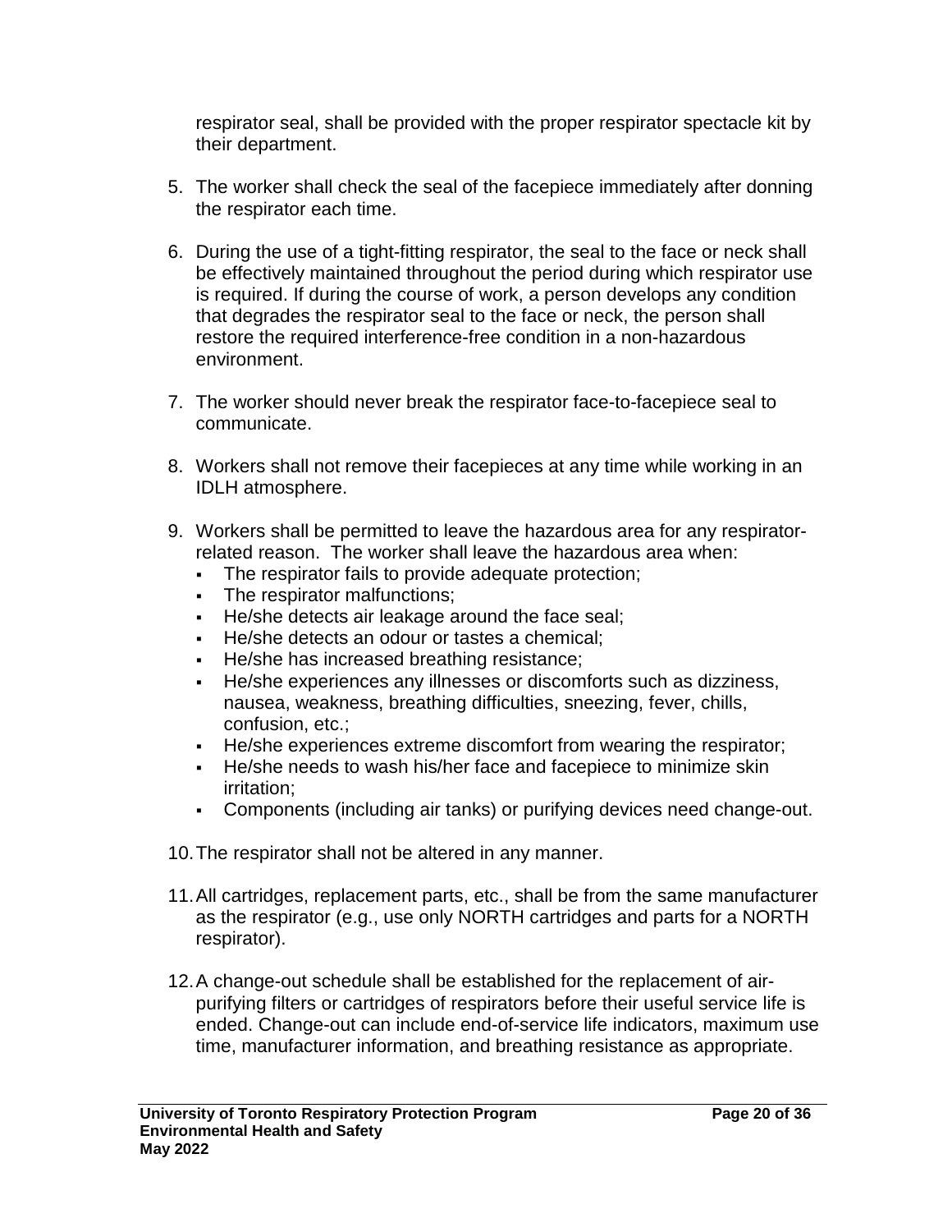respirator seal, shall be provided with the proper respirator spectacle kit by their department.

5. The worker shall check the seal of the facepiece immediately after donning the respirator each time.

6. During the use of a tight-fitting respirator, the seal to the face or neck shall be effectively maintained throughout the period during which respirator use is required. If during the course of work, a person develops any condition that degrades the respirator seal to the face or neck, the person shall restore the required interference-free condition in a non-hazardous environment.

7. The worker should never break the respirator face-to-facepiece seal to communicate.

8. Workers shall not remove their facepieces at any time while working in an IDLH atmosphere.

9. Workers shall be permitted to leave the hazardous area for any respirator-related reason. The worker shall leave the hazardous area when:
   - The respirator fails to provide adequate protection;
   - The respirator malfunctions;
   - He/she detects air leakage around the face seal;
   - He/she detects an odour or tastes a chemical;
   - He/she has increased breathing resistance;
   - He/she experiences any illnesses or discomforts such as dizziness, nausea, weakness, breathing difficulties, sneezing, fever, chills, confusion, etc.;
   - He/she experiences extreme discomfort from wearing the respirator;
   - He/she needs to wash his/her face and facepiece to minimize skin irritation;
   - Components (including air tanks) or purifying devices need change-out.

10. The respirator shall not be altered in any manner.

11. All cartridges, replacement parts, etc., shall be from the same manufacturer as the respirator (e.g., use only NORTH cartridges and parts for a NORTH respirator).

12. A change-out schedule shall be established for the replacement of air-purifying filters or cartridges of respirators before their useful service life is ended. Change-out can include end-of-service life indicators, maximum use time, manufacturer information, and breathing resistance as appropriate.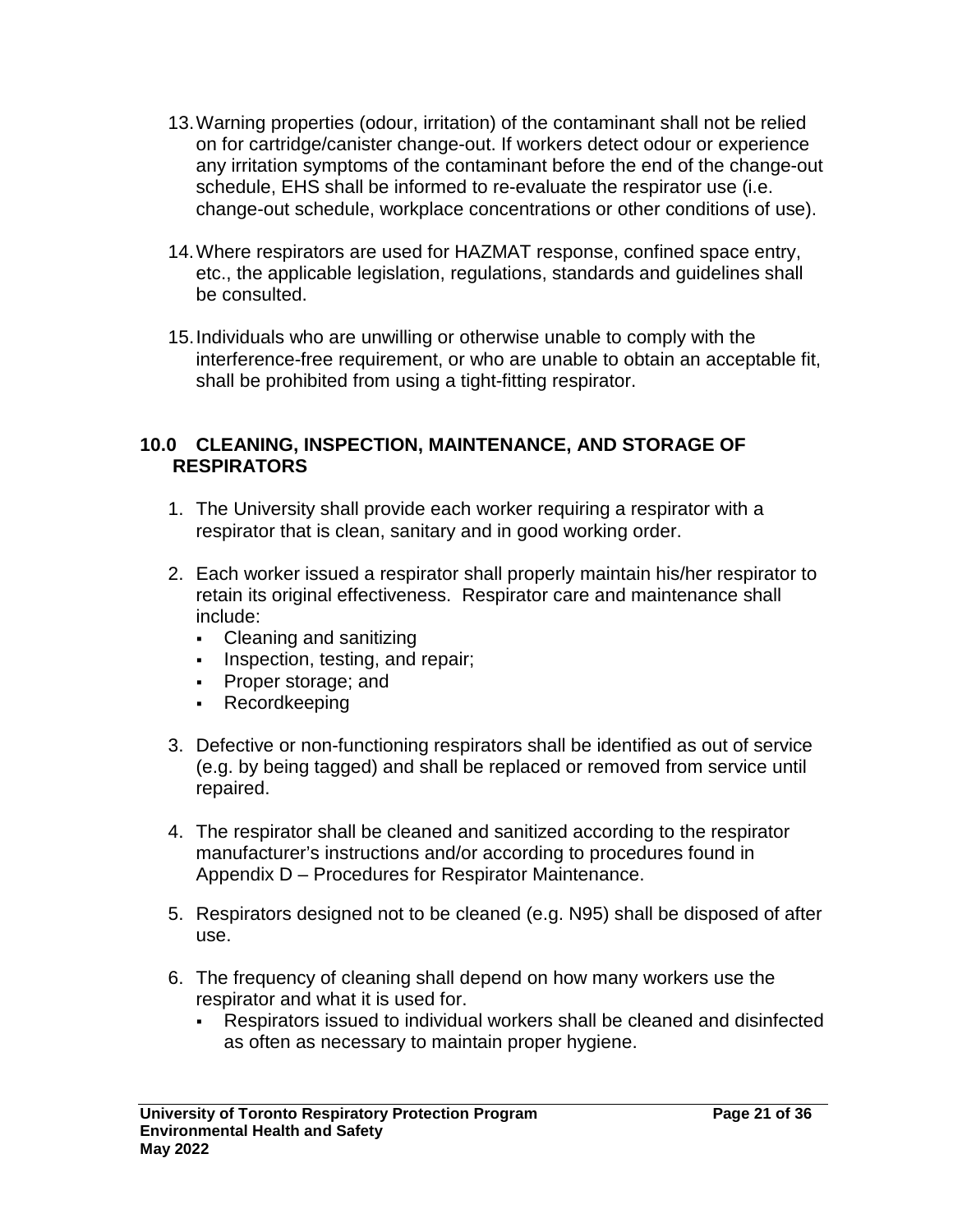13. Warning properties (odour, irritation) of the contaminant shall not be relied on for cartridge/canister change-out. If workers detect odour or experience any irritation symptoms of the contaminant before the end of the change-out schedule, EHS shall be informed to re-evaluate the respirator use (i.e. change-out schedule, workplace concentrations or other conditions of use).

14. Where respirators are used for HAZMAT response, confined space entry, etc., the applicable legislation, regulations, standards and guidelines shall be consulted.

15. Individuals who are unwilling or otherwise unable to comply with the interference-free requirement, or who are unable to obtain an acceptable fit, shall be prohibited from using a tight-fitting respirator.

## 10.0 CLEANING, INSPECTION, MAINTENANCE, AND STORAGE OF RESPIRATORS

1. The University shall provide each worker requiring a respirator with a respirator that is clean, sanitary and in good working order.

2. Each worker issued a respirator shall properly maintain his/her respirator to retain its original effectiveness. Respirator care and maintenance shall include:
   - Cleaning and sanitizing
   - Inspection, testing, and repair;
   - Proper storage; and
   - Recordkeeping

3. Defective or non-functioning respirators shall be identified as out of service (e.g. by being tagged) and shall be replaced or removed from service until repaired.

4. The respirator shall be cleaned and sanitized according to the respirator manufacturer's instructions and/or according to procedures found in Appendix D – Procedures for Respirator Maintenance.

5. Respirators designed not to be cleaned (e.g. N95) shall be disposed of after use.

6. The frequency of cleaning shall depend on how many workers use the respirator and what it is used for.
   - Respirators issued to individual workers shall be cleaned and disinfected as often as necessary to maintain proper hygiene.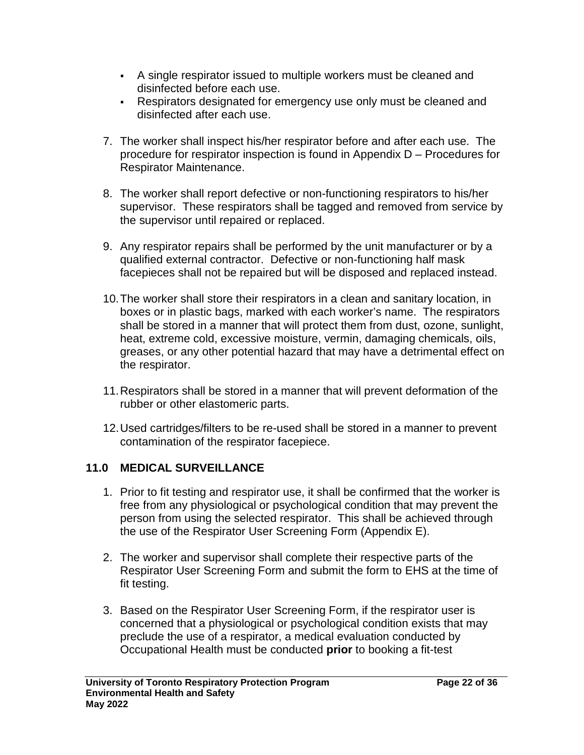- A single respirator issued to multiple workers must be cleaned and disinfected before each use.
- Respirators designated for emergency use only must be cleaned and disinfected after each use.

7. The worker shall inspect his/her respirator before and after each use. The procedure for respirator inspection is found in Appendix D – Procedures for Respirator Maintenance.

8. The worker shall report defective or non-functioning respirators to his/her supervisor. These respirators shall be tagged and removed from service by the supervisor until repaired or replaced.

9. Any respirator repairs shall be performed by the unit manufacturer or by a qualified external contractor. Defective or non-functioning half mask facepieces shall not be repaired but will be disposed and replaced instead.

10. The worker shall store their respirators in a clean and sanitary location, in boxes or in plastic bags, marked with each worker's name. The respirators shall be stored in a manner that will protect them from dust, ozone, sunlight, heat, extreme cold, excessive moisture, vermin, damaging chemicals, oils, greases, or any other potential hazard that may have a detrimental effect on the respirator.

11. Respirators shall be stored in a manner that will prevent deformation of the rubber or other elastomeric parts.

12. Used cartridges/filters to be re-used shall be stored in a manner to prevent contamination of the respirator facepiece.

## 11.0 MEDICAL SURVEILLANCE

1. Prior to fit testing and respirator use, it shall be confirmed that the worker is free from any physiological or psychological condition that may prevent the person from using the selected respirator. This shall be achieved through the use of the Respirator User Screening Form (Appendix E).

2. The worker and supervisor shall complete their respective parts of the Respirator User Screening Form and submit the form to EHS at the time of fit testing.

3. Based on the Respirator User Screening Form, if the respirator user is concerned that a physiological or psychological condition exists that may preclude the use of a respirator, a medical evaluation conducted by Occupational Health must be conducted **prior** to booking a fit-test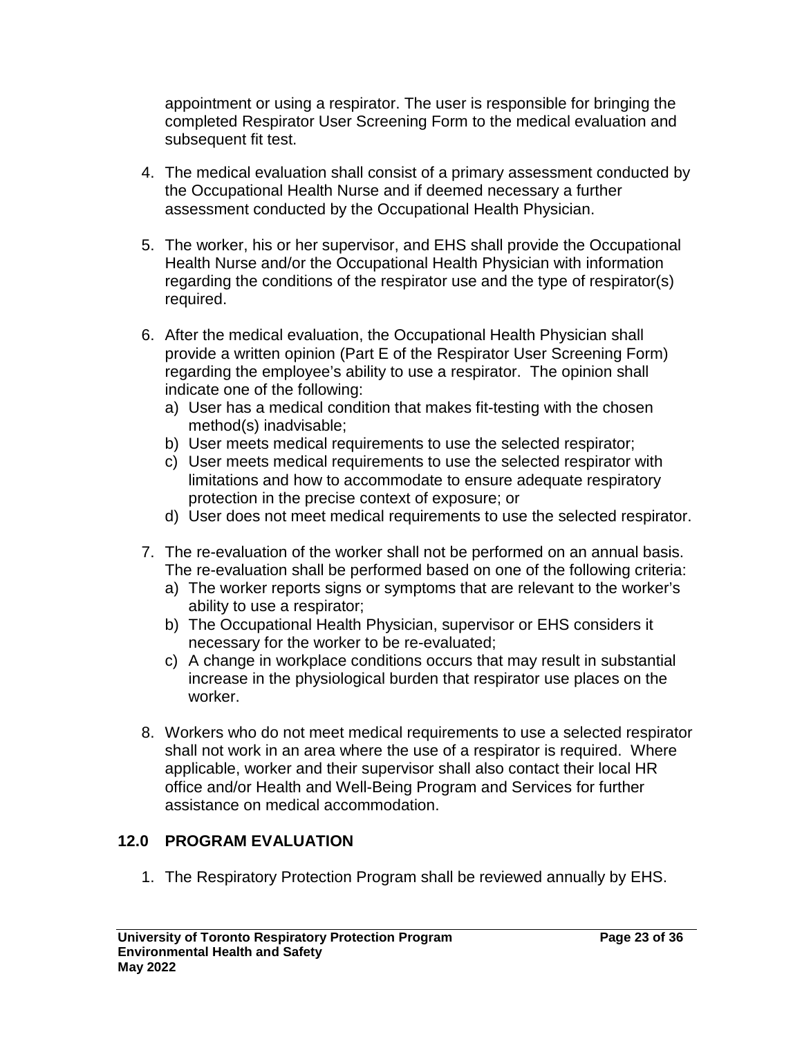appointment or using a respirator. The user is responsible for bringing the completed Respirator User Screening Form to the medical evaluation and subsequent fit test.

4. The medical evaluation shall consist of a primary assessment conducted by the Occupational Health Nurse and if deemed necessary a further assessment conducted by the Occupational Health Physician.

5. The worker, his or her supervisor, and EHS shall provide the Occupational Health Nurse and/or the Occupational Health Physician with information regarding the conditions of the respirator use and the type of respirator(s) required.

6. After the medical evaluation, the Occupational Health Physician shall provide a written opinion (Part E of the Respirator User Screening Form) regarding the employee's ability to use a respirator. The opinion shall indicate one of the following:
   a) User has a medical condition that makes fit-testing with the chosen method(s) inadvisable;
   b) User meets medical requirements to use the selected respirator;
   c) User meets medical requirements to use the selected respirator with limitations and how to accommodate to ensure adequate respiratory protection in the precise context of exposure; or
   d) User does not meet medical requirements to use the selected respirator.

7. The re-evaluation of the worker shall not be performed on an annual basis. The re-evaluation shall be performed based on one of the following criteria:
   a) The worker reports signs or symptoms that are relevant to the worker's ability to use a respirator;
   b) The Occupational Health Physician, supervisor or EHS considers it necessary for the worker to be re-evaluated;
   c) A change in workplace conditions occurs that may result in substantial increase in the physiological burden that respirator use places on the worker.

8. Workers who do not meet medical requirements to use a selected respirator shall not work in an area where the use of a respirator is required. Where applicable, worker and their supervisor shall also contact their local HR office and/or Health and Well-Being Program and Services for further assistance on medical accommodation.

## 12.0 PROGRAM EVALUATION

1. The Respiratory Protection Program shall be reviewed annually by EHS.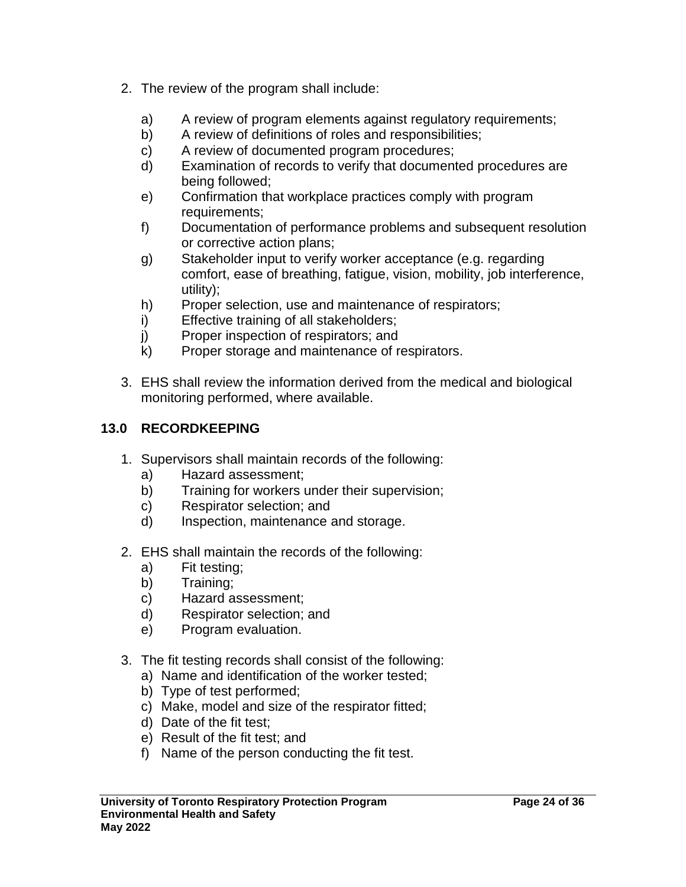2. The review of the program shall include:

    a) A review of program elements against regulatory requirements;
    b) A review of definitions of roles and responsibilities;
    c) A review of documented program procedures;
    d) Examination of records to verify that documented procedures are being followed;
    e) Confirmation that workplace practices comply with program requirements;
    f) Documentation of performance problems and subsequent resolution or corrective action plans;
    g) Stakeholder input to verify worker acceptance (e.g. regarding comfort, ease of breathing, fatigue, vision, mobility, job interference, utility);
    h) Proper selection, use and maintenance of respirators;
    i) Effective training of all stakeholders;
    j) Proper inspection of respirators; and
    k) Proper storage and maintenance of respirators.

3. EHS shall review the information derived from the medical and biological monitoring performed, where available.

## 13.0 RECORDKEEPING

1. Supervisors shall maintain records of the following:
    a) Hazard assessment;
    b) Training for workers under their supervision;
    c) Respirator selection; and
    d) Inspection, maintenance and storage.

2. EHS shall maintain the records of the following:
    a) Fit testing;
    b) Training;
    c) Hazard assessment;
    d) Respirator selection; and
    e) Program evaluation.

3. The fit testing records shall consist of the following:
    a) Name and identification of the worker tested;
    b) Type of test performed;
    c) Make, model and size of the respirator fitted;
    d) Date of the fit test;
    e) Result of the fit test; and
    f) Name of the person conducting the fit test.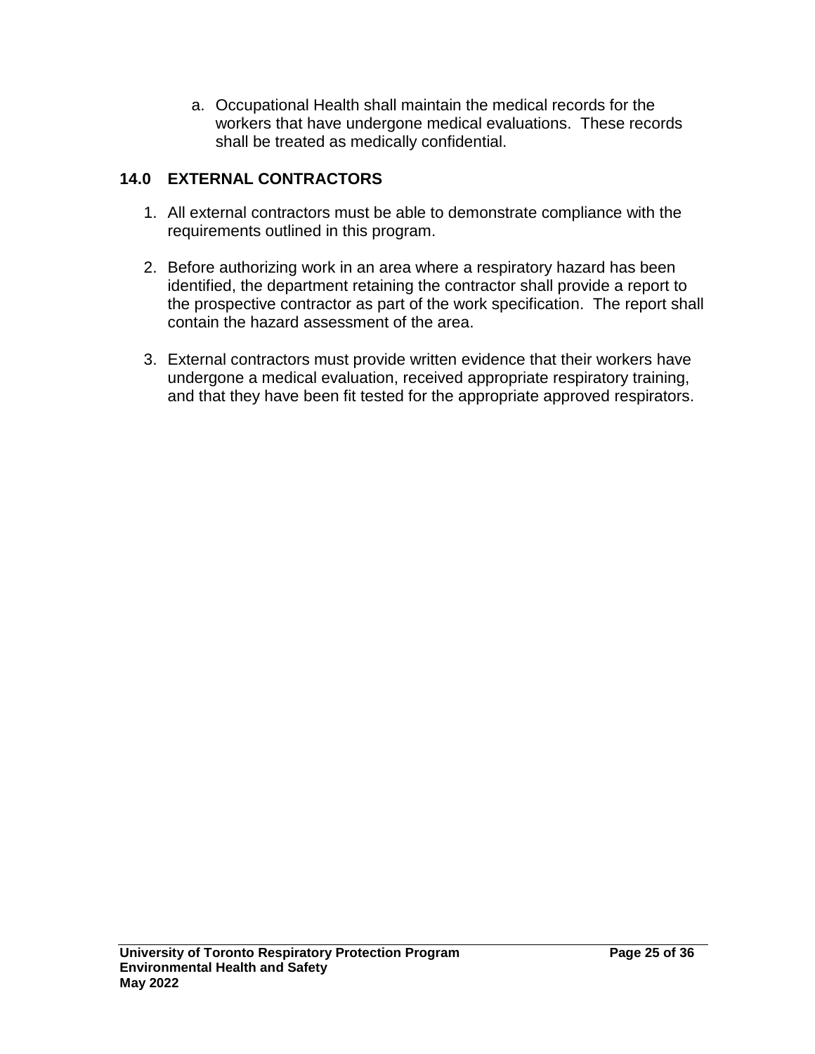a. Occupational Health shall maintain the medical records for the workers that have undergone medical evaluations. These records shall be treated as medically confidential.

## 14.0 EXTERNAL CONTRACTORS

1. All external contractors must be able to demonstrate compliance with the requirements outlined in this program.

2. Before authorizing work in an area where a respiratory hazard has been identified, the department retaining the contractor shall provide a report to the prospective contractor as part of the work specification. The report shall contain the hazard assessment of the area.

3. External contractors must provide written evidence that their workers have undergone a medical evaluation, received appropriate respiratory training, and that they have been fit tested for the appropriate approved respirators.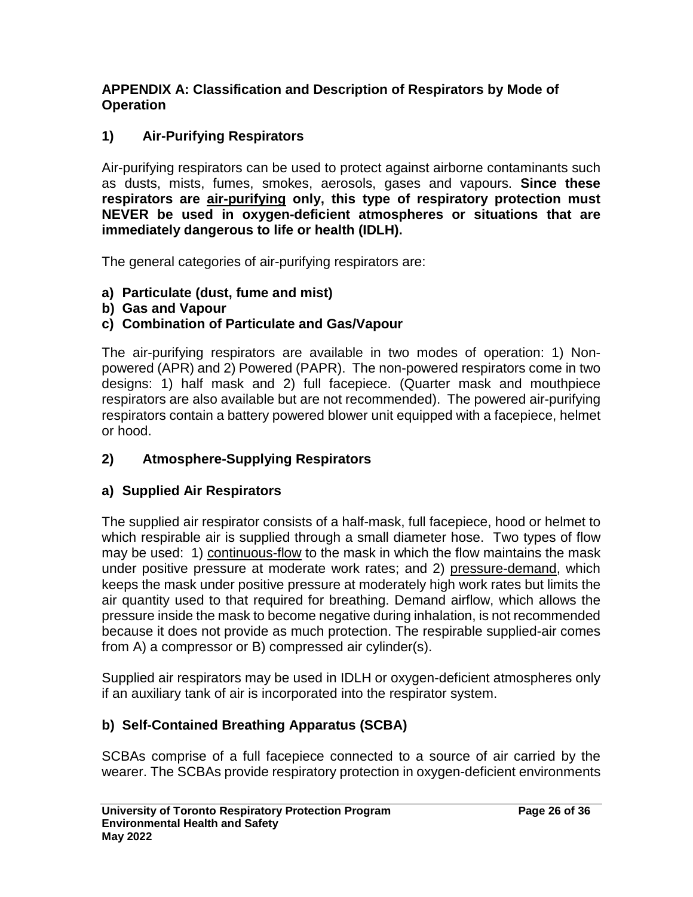## APPENDIX A: Classification and Description of Respirators by Mode of Operation

### 1) Air-Purifying Respirators

Air-purifying respirators can be used to protect against airborne contaminants such as dusts, mists, fumes, smokes, aerosols, gases and vapours. **Since these respirators are <u>air-purifying</u> only, this type of respiratory protection must NEVER be used in oxygen-deficient atmospheres or situations that are immediately dangerous to life or health (IDLH).**

The general categories of air-purifying respirators are:

**a) Particulate (dust, fume and mist)**
**b) Gas and Vapour**
**c) Combination of Particulate and Gas/Vapour**

The air-purifying respirators are available in two modes of operation: 1) Non-powered (APR) and 2) Powered (PAPR). The non-powered respirators come in two designs: 1) half mask and 2) full facepiece. (Quarter mask and mouthpiece respirators are also available but are not recommended). The powered air-purifying respirators contain a battery powered blower unit equipped with a facepiece, helmet or hood.

### 2) Atmosphere-Supplying Respirators

### a) Supplied Air Respirators

The supplied air respirator consists of a half-mask, full facepiece, hood or helmet to which respirable air is supplied through a small diameter hose. Two types of flow may be used: 1) <u>continuous-flow</u> to the mask in which the flow maintains the mask under positive pressure at moderate work rates; and 2) <u>pressure-demand</u>, which keeps the mask under positive pressure at moderately high work rates but limits the air quantity used to that required for breathing. Demand airflow, which allows the pressure inside the mask to become negative during inhalation, is not recommended because it does not provide as much protection. The respirable supplied-air comes from A) a compressor or B) compressed air cylinder(s).

Supplied air respirators may be used in IDLH or oxygen-deficient atmospheres only if an auxiliary tank of air is incorporated into the respirator system.

### b) Self-Contained Breathing Apparatus (SCBA)

SCBAs comprise of a full facepiece connected to a source of air carried by the wearer. The SCBAs provide respiratory protection in oxygen-deficient environments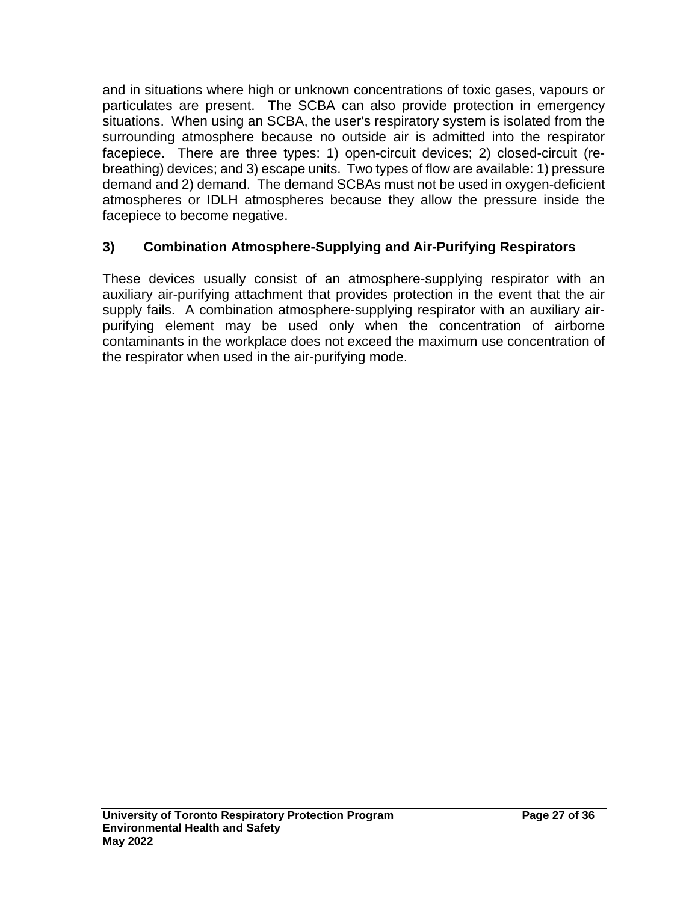and in situations where high or unknown concentrations of toxic gases, vapours or particulates are present. The SCBA can also provide protection in emergency situations. When using an SCBA, the user's respiratory system is isolated from the surrounding atmosphere because no outside air is admitted into the respirator facepiece. There are three types: 1) open-circuit devices; 2) closed-circuit (re-breathing) devices; and 3) escape units. Two types of flow are available: 1) pressure demand and 2) demand. The demand SCBAs must not be used in oxygen-deficient atmospheres or IDLH atmospheres because they allow the pressure inside the facepiece to become negative.

### 3) Combination Atmosphere-Supplying and Air-Purifying Respirators

These devices usually consist of an atmosphere-supplying respirator with an auxiliary air-purifying attachment that provides protection in the event that the air supply fails. A combination atmosphere-supplying respirator with an auxiliary air-purifying element may be used only when the concentration of airborne contaminants in the workplace does not exceed the maximum use concentration of the respirator when used in the air-purifying mode.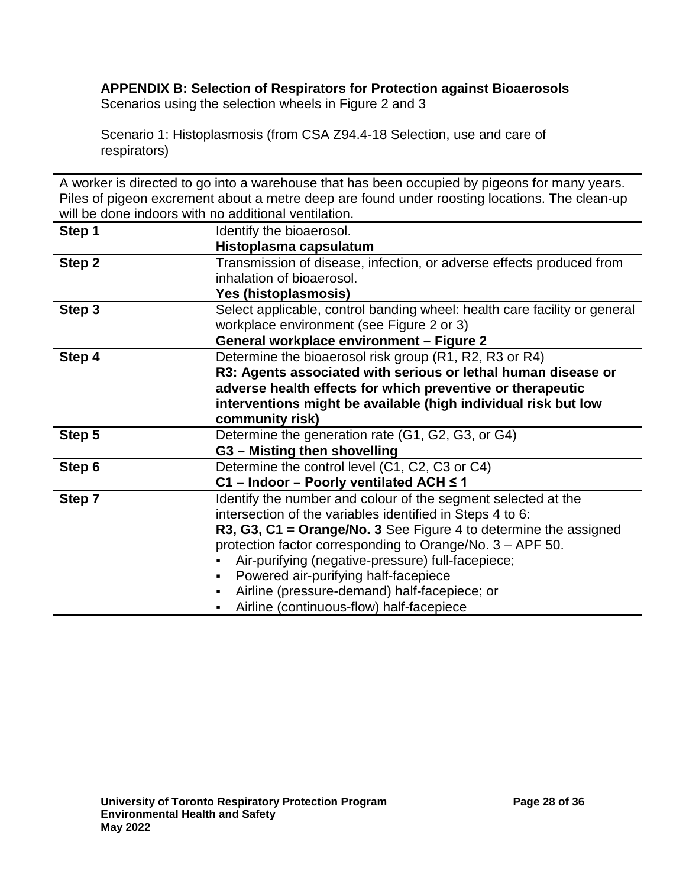**APPENDIX B: Selection of Respirators for Protection against Bioaerosols**

Scenarios using the selection wheels in Figure 2 and 3

Scenario 1: Histoplasmosis (from CSA Z94.4-18 Selection, use and care of respirators)

| A worker is directed to go into a warehouse that has been occupied by pigeons for many years. Piles of pigeon excrement about a metre deep are found under roosting locations. The clean-up will be done indoors with no additional ventilation. | |
|---|---|
| **Step 1** | Identify the bioaerosol.<br>**Histoplasma capsulatum** |
| **Step 2** | Transmission of disease, infection, or adverse effects produced from inhalation of bioaerosol.<br>**Yes (histoplasmosis)** |
| **Step 3** | Select applicable, control banding wheel: health care facility or general workplace environment (see Figure 2 or 3)<br>**General workplace environment – Figure 2** |
| **Step 4** | Determine the bioaerosol risk group (R1, R2, R3 or R4)<br>**R3: Agents associated with serious or lethal human disease or adverse health effects for which preventive or therapeutic interventions might be available (high individual risk but low community risk)** |
| **Step 5** | Determine the generation rate (G1, G2, G3, or G4)<br>**G3 – Misting then shovelling** |
| **Step 6** | Determine the control level (C1, C2, C3 or C4)<br>**C1 – Indoor – Poorly ventilated ACH ≤ 1** |
| **Step 7** | Identify the number and colour of the segment selected at the intersection of the variables identified in Steps 4 to 6:<br>**R3, G3, C1 = Orange/No. 3** See Figure 4 to determine the assigned protection factor corresponding to Orange/No. 3 – APF 50.<br>▪ Air-purifying (negative-pressure) full-facepiece;<br>▪ Powered air-purifying half-facepiece<br>▪ Airline (pressure-demand) half-facepiece; or<br>▪ Airline (continuous-flow) half-facepiece |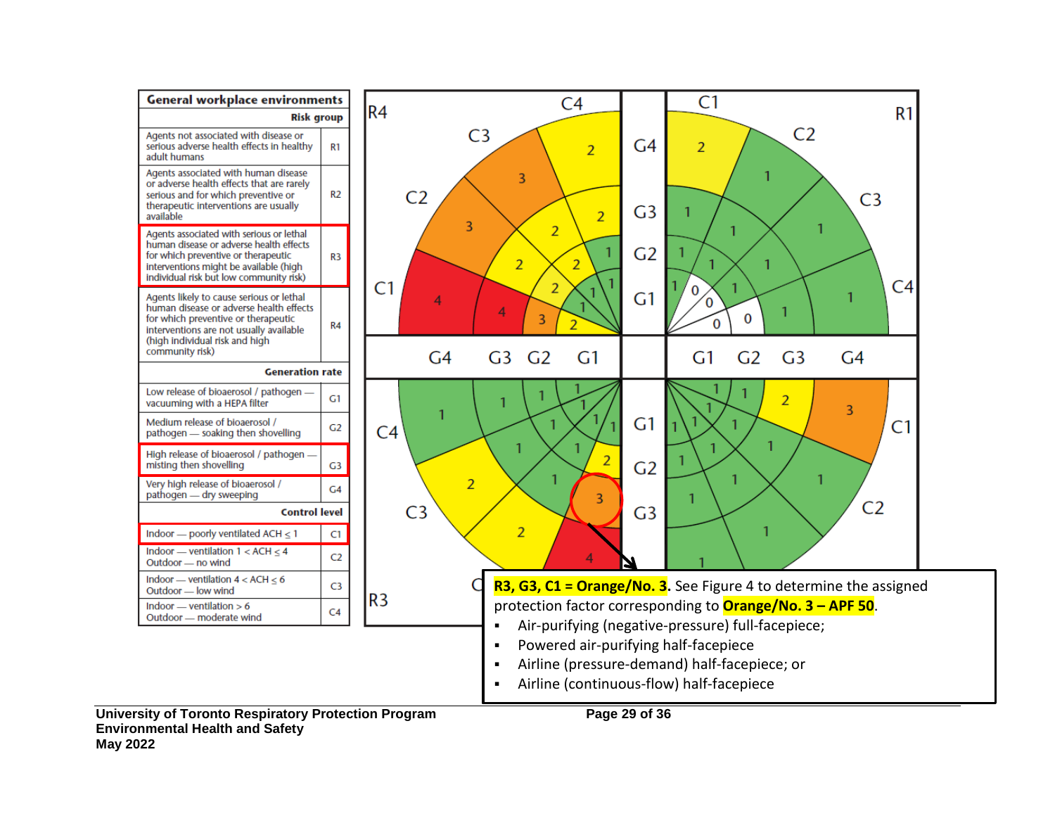| General workplace environments | |
|---|---|
| **Risk group** | |
| Agents not associated with disease or serious adverse health effects in healthy adult humans | R1 |
| Agents associated with human disease or adverse health effects that are rarely serious and for which preventive or therapeutic interventions are usually available | R2 |
| Agents associated with serious or lethal human disease or adverse health effects for which preventive or therapeutic interventions might be available (high individual risk but low community risk) | R3 |
| Agents likely to cause serious or lethal human disease or adverse health effects for which preventive or therapeutic interventions are not usually available (high individual risk and high community risk) | R4 |
| **Generation rate** | |
| Low release of bioaerosol / pathogen — vacuuming with a HEPA filter | G1 |
| Medium release of bioaerosol / pathogen — soaking then shovelling | G2 |
| High release of bioaerosol / pathogen — misting then shovelling | G3 |
| Very high release of bioaerosol / pathogen — dry sweeping | G4 |
| **Control level** | |
| Indoor — poorly ventilated ACH ≤ 1 | C1 |
| Indoor — ventilation 1 < ACH ≤ 4; Outdoor — no wind | C2 |
| Indoor — ventilation 4 < ACH ≤ 6; Outdoor — low wind | C3 |
| Indoor — ventilation > 6; Outdoor — moderate wind | C4 |

**R3, G3, C1 = Orange/No. 3**. See Figure 4 to determine the assigned protection factor corresponding to **Orange/No. 3 – APF 50**.

- Air-purifying (negative-pressure) full-facepiece;
- Powered air-purifying half-facepiece
- Airline (pressure-demand) half-facepiece; or
- Airline (continuous-flow) half-facepiece

University of Toronto Respiratory Protection Program
Environmental Health and Safety
May 2022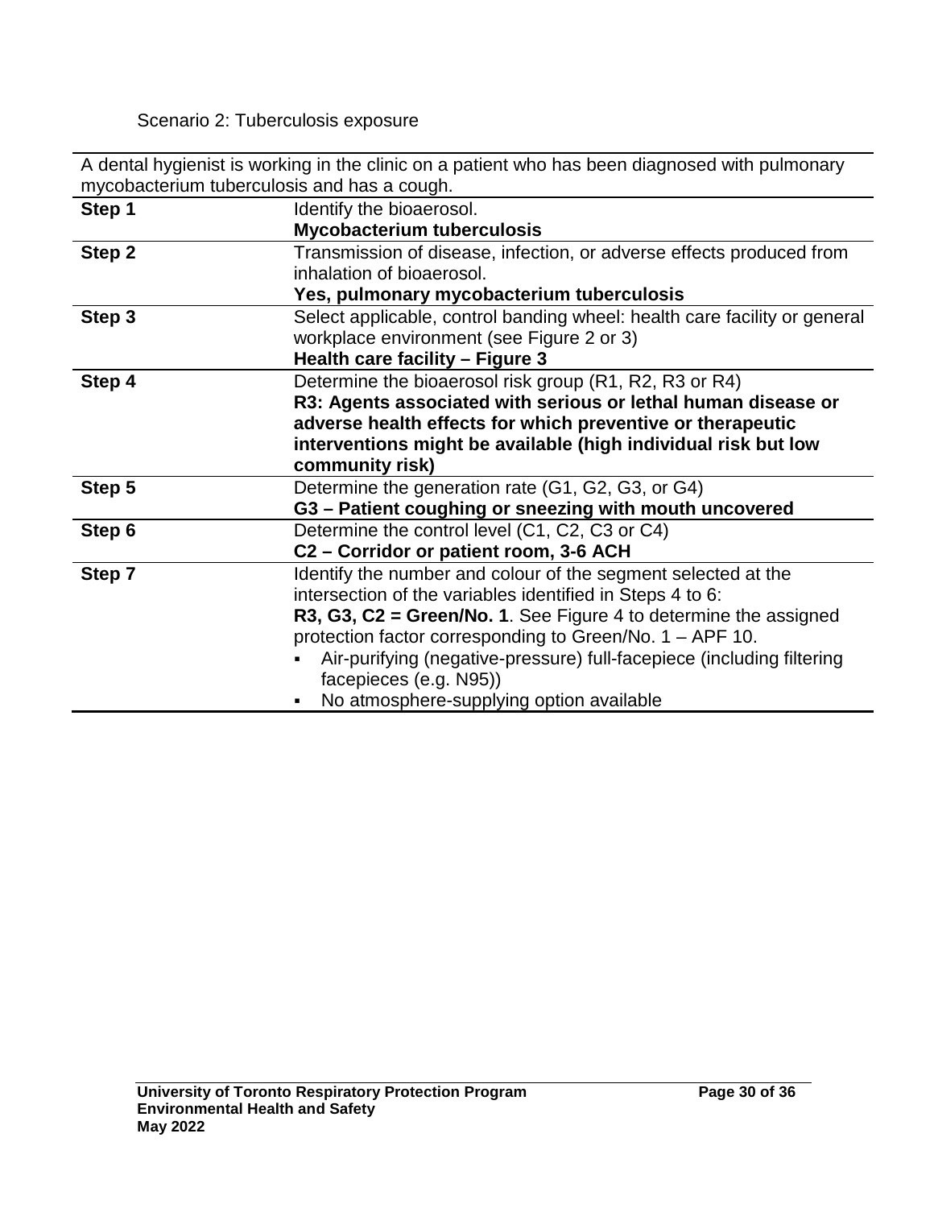Scenario 2: Tuberculosis exposure

| A dental hygienist is working in the clinic on a patient who has been diagnosed with pulmonary mycobacterium tuberculosis and has a cough. | |
|---|---|
| **Step 1** | Identify the bioaerosol.<br>**Mycobacterium tuberculosis** |
| **Step 2** | Transmission of disease, infection, or adverse effects produced from inhalation of bioaerosol.<br>**Yes, pulmonary mycobacterium tuberculosis** |
| **Step 3** | Select applicable, control banding wheel: health care facility or general workplace environment (see Figure 2 or 3)<br>**Health care facility – Figure 3** |
| **Step 4** | Determine the bioaerosol risk group (R1, R2, R3 or R4)<br>**R3: Agents associated with serious or lethal human disease or adverse health effects for which preventive or therapeutic interventions might be available (high individual risk but low community risk)** |
| **Step 5** | Determine the generation rate (G1, G2, G3, or G4)<br>**G3 – Patient coughing or sneezing with mouth uncovered** |
| **Step 6** | Determine the control level (C1, C2, C3 or C4)<br>**C2 – Corridor or patient room, 3-6 ACH** |
| **Step 7** | Identify the number and colour of the segment selected at the intersection of the variables identified in Steps 4 to 6:<br>**R3, G3, C2 = Green/No. 1**. See Figure 4 to determine the assigned protection factor corresponding to Green/No. 1 – APF 10.<br>▪ Air-purifying (negative-pressure) full-facepiece (including filtering facepieces (e.g. N95))<br>▪ No atmosphere-supplying option available |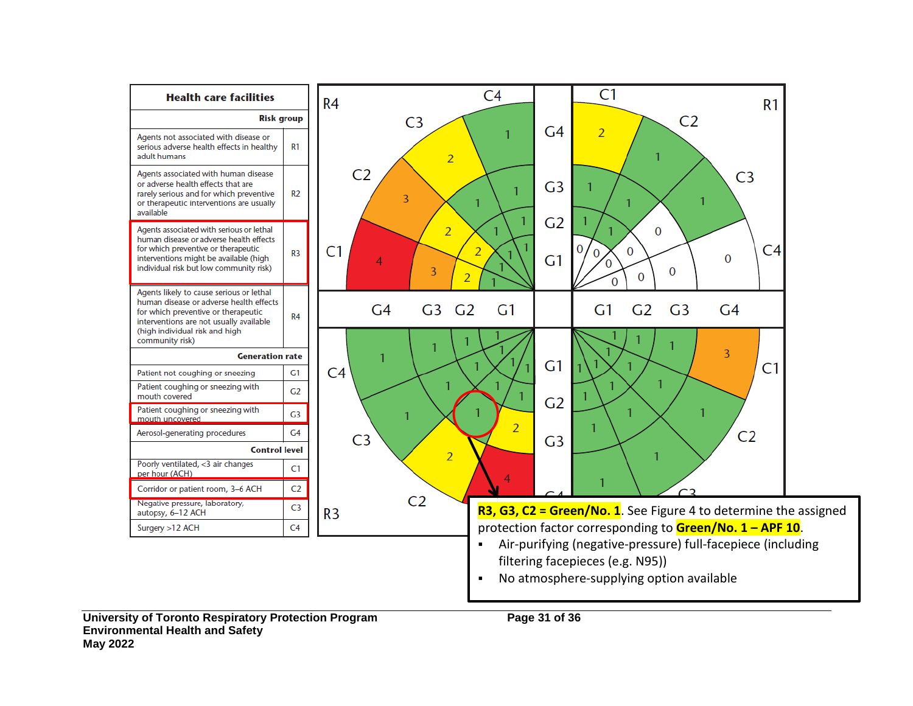| Health care facilities | |
|---|---|
| **Risk group** | |
| Agents not associated with disease or serious adverse health effects in healthy adult humans | R1 |
| Agents associated with human disease or adverse health effects that are rarely serious and for which preventive or therapeutic interventions are usually available | R2 |
| Agents associated with serious or lethal human disease or adverse health effects for which preventive or therapeutic interventions might be available (high individual risk but low community risk) | R3 |
| Agents likely to cause serious or lethal human disease or adverse health effects for which preventive or therapeutic interventions are not usually available (high individual risk and high community risk) | R4 |
| **Generation rate** | |
| Patient not coughing or sneezing | G1 |
| Patient coughing or sneezing with mouth covered | G2 |
| Patient coughing or sneezing with mouth uncovered | G3 |
| Aerosol-generating procedures | G4 |
| **Control level** | |
| Poorly ventilated, <3 air changes per hour (ACH) | C1 |
| Corridor or patient room, 3–6 ACH | C2 |
| Negative pressure, laboratory, autopsy, 6–12 ACH | C3 |
| Surgery >12 ACH | C4 |

**R3, G3, C2 = Green/No. 1**. See Figure 4 to determine the assigned protection factor corresponding to **Green/No. 1 – APF 10**.

- Air-purifying (negative-pressure) full-facepiece (including filtering facepieces (e.g. N95))
- No atmosphere-supplying option available

University of Toronto Respiratory Protection Program
Environmental Health and Safety
May 2022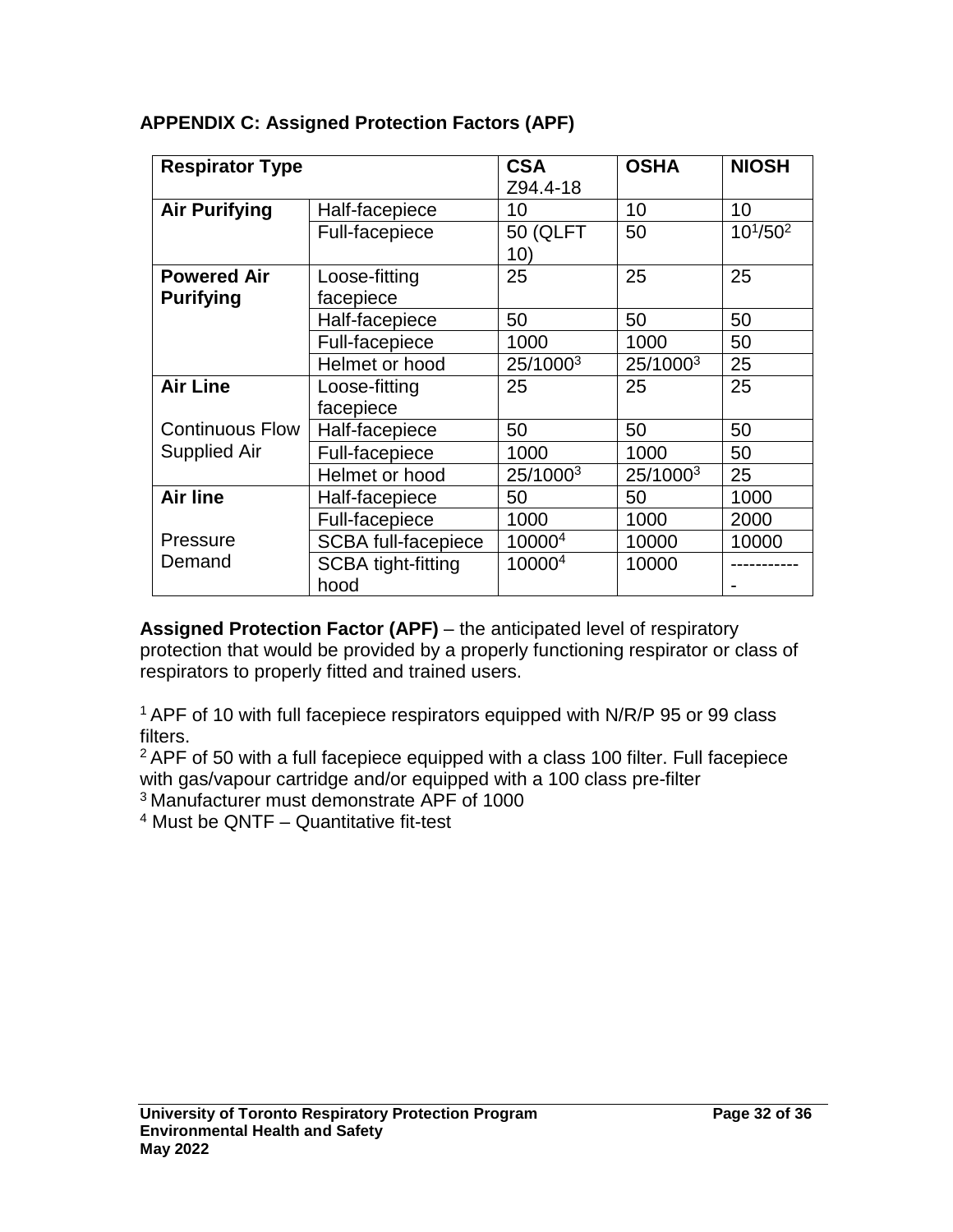**APPENDIX C: Assigned Protection Factors (APF)**

| Respirator Type | | CSA Z94.4-18 | OSHA | NIOSH |
|---|---|---|---|---|
| **Air Purifying** | Half-facepiece | 10 | 10 | 10 |
| | Full-facepiece | 50 (QLFT 10) | 50 | 10[1]/50[2] |
| **Powered Air Purifying** | Loose-fitting facepiece | 25 | 25 | 25 |
| | Half-facepiece | 50 | 50 | 50 |
| | Full-facepiece | 1000 | 1000 | 50 |
| | Helmet or hood | 25/1000[3] | 25/1000[3] | 25 |
| **Air Line** Continuous Flow Supplied Air | Loose-fitting facepiece | 25 | 25 | 25 |
| | Half-facepiece | 50 | 50 | 50 |
| | Full-facepiece | 1000 | 1000 | 50 |
| | Helmet or hood | 25/1000[3] | 25/1000[3] | 25 |
| **Air line** Pressure Demand | Half-facepiece | 50 | 50 | 1000 |
| | Full-facepiece | 1000 | 1000 | 2000 |
| | SCBA full-facepiece | 10000[4] | 10000 | 10000 |
| | SCBA tight-fitting hood | 10000[4] | 10000 | ------------ |

**Assigned Protection Factor (APF)** – the anticipated level of respiratory protection that would be provided by a properly functioning respirator or class of respirators to properly fitted and trained users.

[1] APF of 10 with full facepiece respirators equipped with N/R/P 95 or 99 class filters.
[2] APF of 50 with a full facepiece equipped with a class 100 filter. Full facepiece with gas/vapour cartridge and/or equipped with a 100 class pre-filter
[3] Manufacturer must demonstrate APF of 1000
[4] Must be QNTF – Quantitative fit-test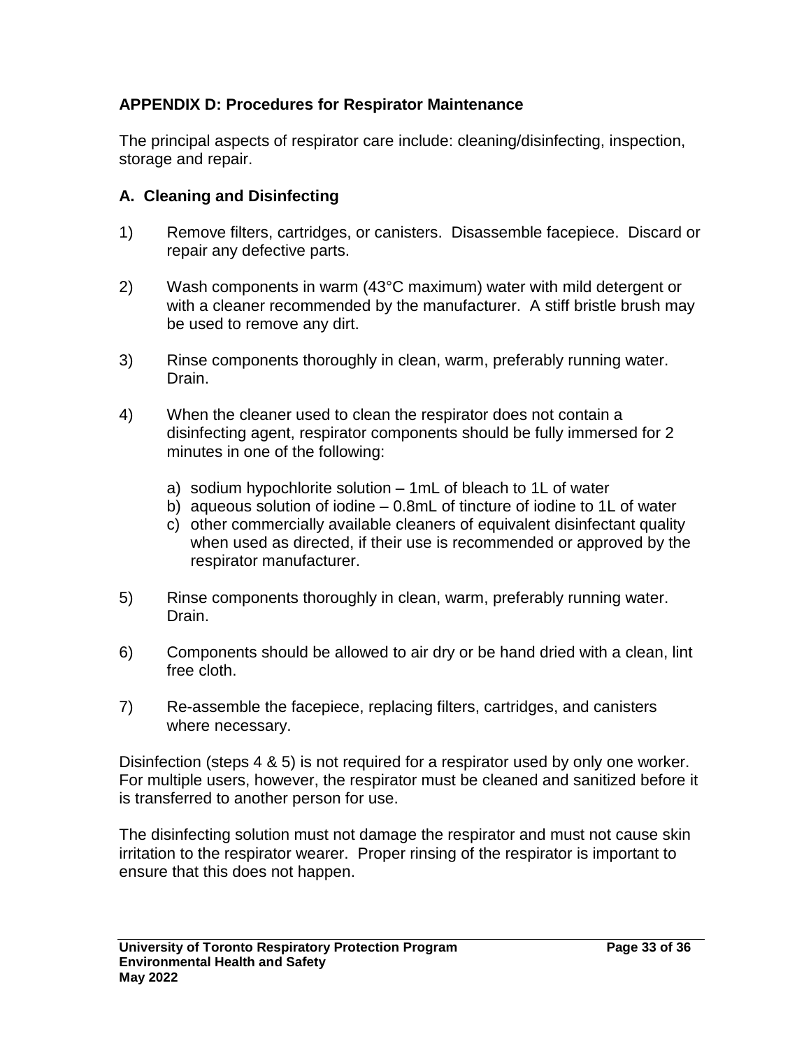## APPENDIX D: Procedures for Respirator Maintenance

The principal aspects of respirator care include: cleaning/disinfecting, inspection, storage and repair.

### A. Cleaning and Disinfecting

1) Remove filters, cartridges, or canisters. Disassemble facepiece. Discard or repair any defective parts.

2) Wash components in warm (43°C maximum) water with mild detergent or with a cleaner recommended by the manufacturer. A stiff bristle brush may be used to remove any dirt.

3) Rinse components thoroughly in clean, warm, preferably running water. Drain.

4) When the cleaner used to clean the respirator does not contain a disinfecting agent, respirator components should be fully immersed for 2 minutes in one of the following:

   a) sodium hypochlorite solution – 1mL of bleach to 1L of water
   b) aqueous solution of iodine – 0.8mL of tincture of iodine to 1L of water
   c) other commercially available cleaners of equivalent disinfectant quality when used as directed, if their use is recommended or approved by the respirator manufacturer.

5) Rinse components thoroughly in clean, warm, preferably running water. Drain.

6) Components should be allowed to air dry or be hand dried with a clean, lint free cloth.

7) Re-assemble the facepiece, replacing filters, cartridges, and canisters where necessary.

Disinfection (steps 4 & 5) is not required for a respirator used by only one worker. For multiple users, however, the respirator must be cleaned and sanitized before it is transferred to another person for use.

The disinfecting solution must not damage the respirator and must not cause skin irritation to the respirator wearer. Proper rinsing of the respirator is important to ensure that this does not happen.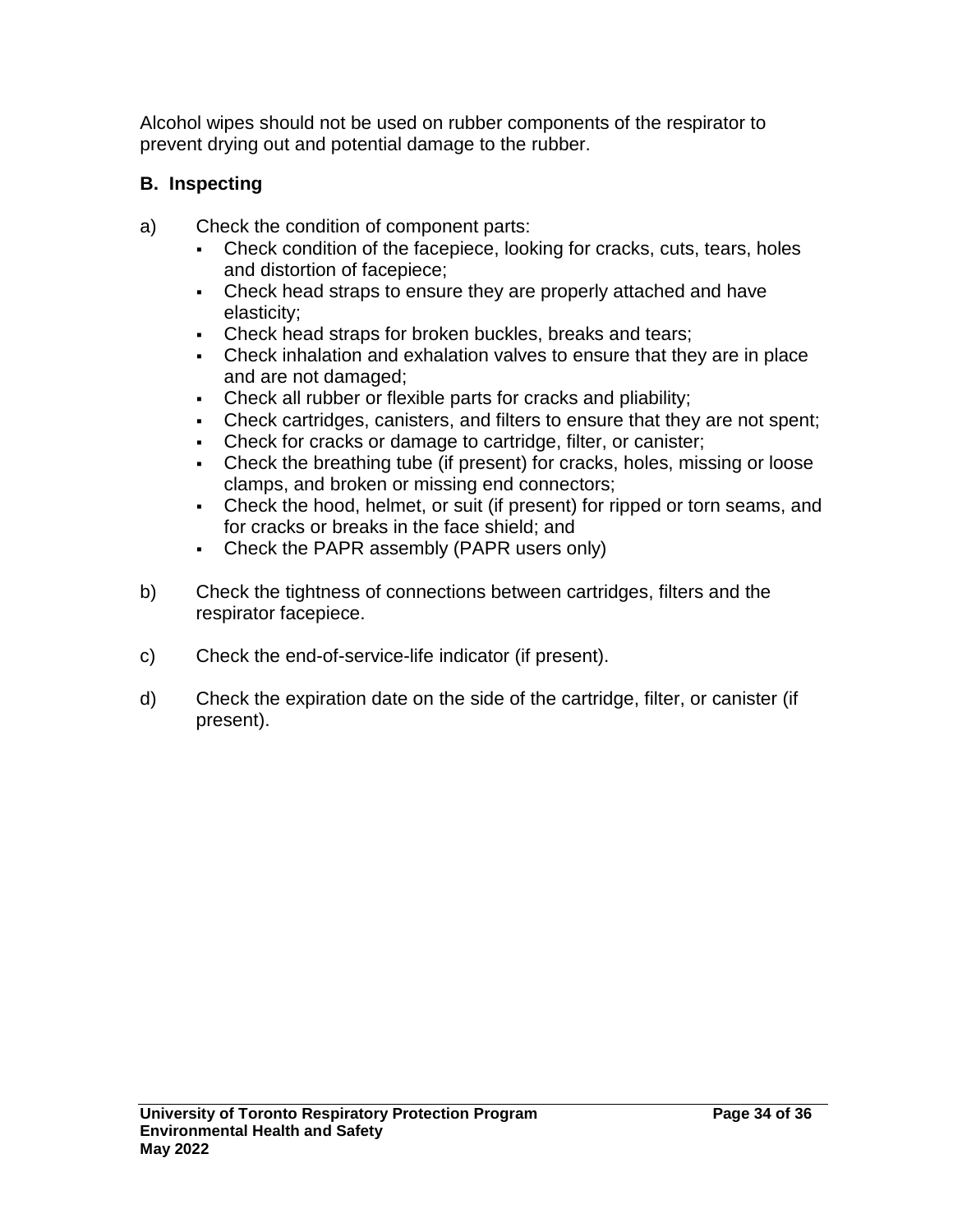Alcohol wipes should not be used on rubber components of the respirator to prevent drying out and potential damage to the rubber.

### B. Inspecting

a) Check the condition of component parts:
   - Check condition of the facepiece, looking for cracks, cuts, tears, holes and distortion of facepiece;
   - Check head straps to ensure they are properly attached and have elasticity;
   - Check head straps for broken buckles, breaks and tears;
   - Check inhalation and exhalation valves to ensure that they are in place and are not damaged;
   - Check all rubber or flexible parts for cracks and pliability;
   - Check cartridges, canisters, and filters to ensure that they are not spent;
   - Check for cracks or damage to cartridge, filter, or canister;
   - Check the breathing tube (if present) for cracks, holes, missing or loose clamps, and broken or missing end connectors;
   - Check the hood, helmet, or suit (if present) for ripped or torn seams, and for cracks or breaks in the face shield; and
   - Check the PAPR assembly (PAPR users only)

b) Check the tightness of connections between cartridges, filters and the respirator facepiece.

c) Check the end-of-service-life indicator (if present).

d) Check the expiration date on the side of the cartridge, filter, or canister (if present).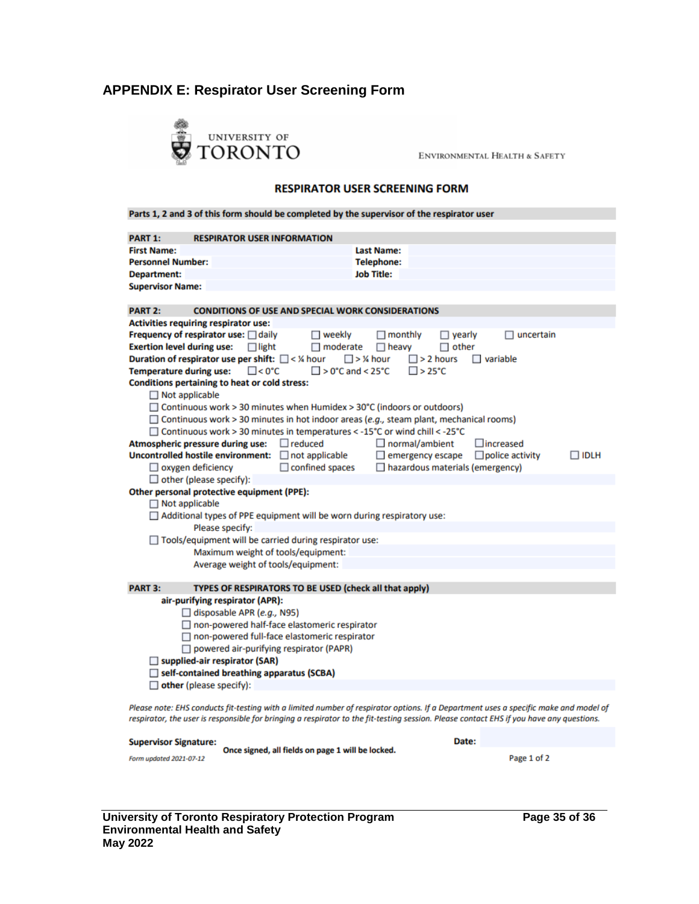# APPENDIX E: Respirator User Screening Form

UNIVERSITY OF TORONTO

ENVIRONMENTAL HEALTH & SAFETY

## RESPIRATOR USER SCREENING FORM

**Parts 1, 2 and 3 of this form should be completed by the supervisor of the respirator user**

### PART 1: RESPIRATOR USER INFORMATION

| | | | |
|---|---|---|---|
| **First Name:** | | **Last Name:** | |
| **Personnel Number:** | | **Telephone:** | |
| **Department:** | | **Job Title:** | |
| **Supervisor Name:** | | | |

### PART 2: CONDITIONS OF USE AND SPECIAL WORK CONSIDERATIONS

**Activities requiring respirator use:**

**Frequency of respirator use:** ☐ daily ☐ weekly ☐ monthly ☐ yearly ☐ uncertain

**Exertion level during use:** ☐ light ☐ moderate ☐ heavy ☐ other

**Duration of respirator use per shift:** ☐ < ¼ hour ☐ > ¼ hour ☐ > 2 hours ☐ variable

**Temperature during use:** ☐ < 0°C ☐ > 0°C and < 25°C ☐ > 25°C

**Conditions pertaining to heat or cold stress:**

- ☐ Not applicable
- ☐ Continuous work > 30 minutes when Humidex > 30°C (indoors or outdoors)
- ☐ Continuous work > 30 minutes in hot indoor areas (*e.g.,* steam plant, mechanical rooms)
- ☐ Continuous work > 30 minutes in temperatures < -15°C or wind chill < -25°C

**Atmospheric pressure during use:** ☐ reduced ☐ normal/ambient ☐ increased

**Uncontrolled hostile environment:** ☐ not applicable ☐ emergency escape ☐ police activity ☐ IDLH ☐ oxygen deficiency ☐ confined spaces ☐ hazardous materials (emergency) ☐ other (please specify):

**Other personal protective equipment (PPE):**

- ☐ Not applicable
- ☐ Additional types of PPE equipment will be worn during respiratory use:
  - Please specify:
- ☐ Tools/equipment will be carried during respirator use:
  - Maximum weight of tools/equipment:
  - Average weight of tools/equipment:

### PART 3: TYPES OF RESPIRATORS TO BE USED (check all that apply)

**air-purifying respirator (APR):**

- ☐ disposable APR (*e.g.,* N95)
- ☐ non-powered half-face elastomeric respirator
- ☐ non-powered full-face elastomeric respirator
- ☐ powered air-purifying respirator (PAPR)

☐ **supplied-air respirator (SAR)**

☐ **self-contained breathing apparatus (SCBA)**

☐ **other** (please specify):

*Please note: EHS conducts fit-testing with a limited number of respirator options. If a Department uses a specific make and model of respirator, the user is responsible for bringing a respirator to the fit-testing session. Please contact EHS if you have any questions.*

**Supervisor Signature:** **Date:**

**Once signed, all fields on page 1 will be locked.**

*Form updated 2021-07-12*

Page 1 of 2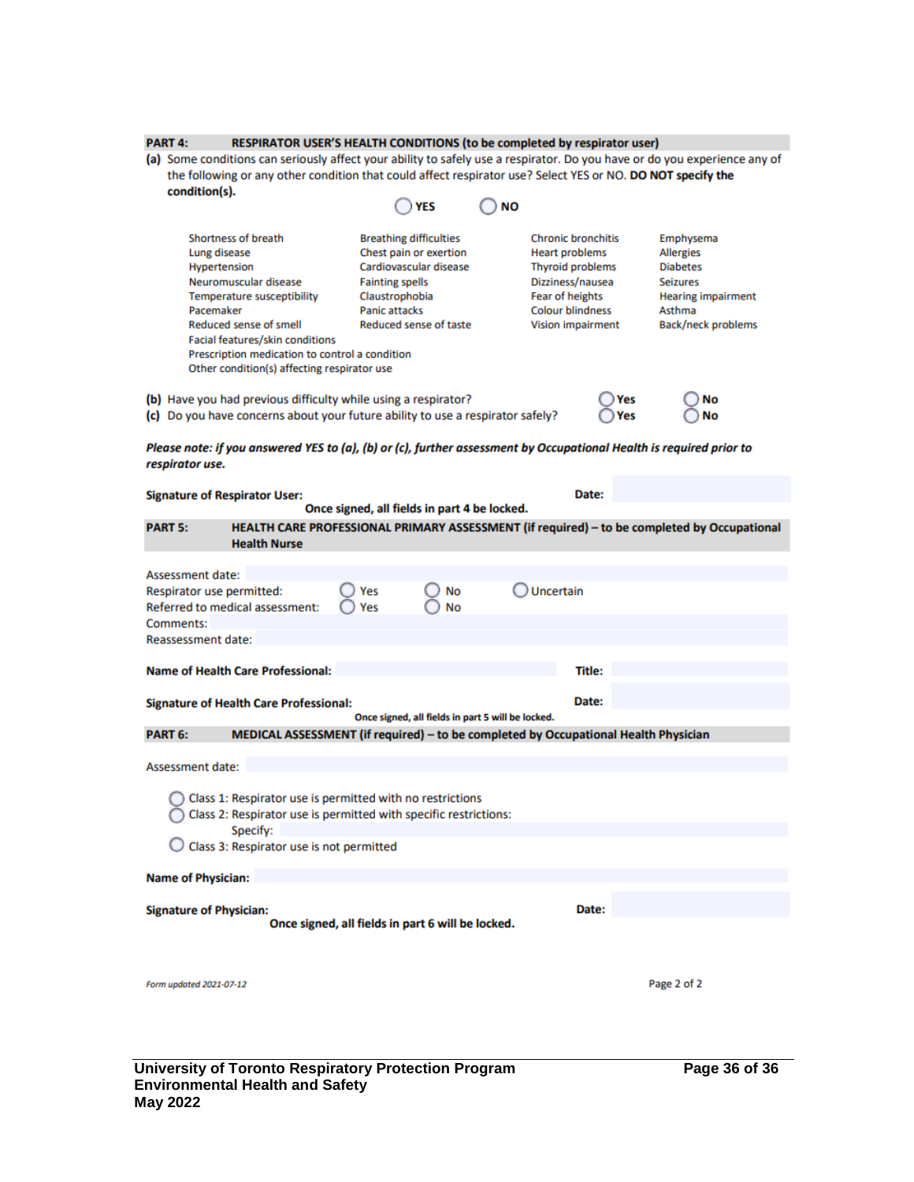| PART 4: | RESPIRATOR USER'S HEALTH CONDITIONS (to be completed by respirator user) |
|---|---|

**(a)** Some conditions can seriously affect your ability to safely use a respirator. Do you have or do you experience any of the following or any other condition that could affect respirator use? Select YES or NO. **DO NOT specify the condition(s).**

◯ **YES** ◯ **NO**

| | | | |
|---|---|---|---|
| Shortness of breath | Breathing difficulties | Chronic bronchitis | Emphysema |
| Lung disease | Chest pain or exertion | Heart problems | Allergies |
| Hypertension | Cardiovascular disease | Thyroid problems | Diabetes |
| Neuromuscular disease | Fainting spells | Dizziness/nausea | Seizures |
| Temperature susceptibility | Claustrophobia | Fear of heights | Hearing impairment |
| Pacemaker | Panic attacks | Colour blindness | Asthma |
| Reduced sense of smell | Reduced sense of taste | Vision impairment | Back/neck problems |

Facial features/skin conditions
Prescription medication to control a condition
Other condition(s) affecting respirator use

**(b)** Have you had previous difficulty while using a respirator? ◯ **Yes** ◯ **No**

**(c)** Do you have concerns about your future ability to use a respirator safely? ◯ **Yes** ◯ **No**

***Please note: if you answered YES to (a), (b) or (c), further assessment by Occupational Health is required prior to respirator use.***

**Signature of Respirator User:** **Date:**

**Once signed, all fields in part 4 be locked.**

| PART 5: | HEALTH CARE PROFESSIONAL PRIMARY ASSESSMENT (if required) – to be completed by Occupational Health Nurse |
|---|---|

Assessment date:

Respirator use permitted: ◯ Yes ◯ No ◯ Uncertain

Referred to medical assessment: ◯ Yes ◯ No

Comments:

Reassessment date:

**Name of Health Care Professional:** **Title:**

**Signature of Health Care Professional:** **Date:**

**Once signed, all fields in part 5 will be locked.**

| PART 6: | MEDICAL ASSESSMENT (if required) – to be completed by Occupational Health Physician |
|---|---|

Assessment date:

◯ Class 1: Respirator use is permitted with no restrictions
◯ Class 2: Respirator use is permitted with specific restrictions:
  Specify:
◯ Class 3: Respirator use is not permitted

**Name of Physician:**

**Signature of Physician:** **Date:**

**Once signed, all fields in part 6 will be locked.**

*Form updated 2021-07-12*